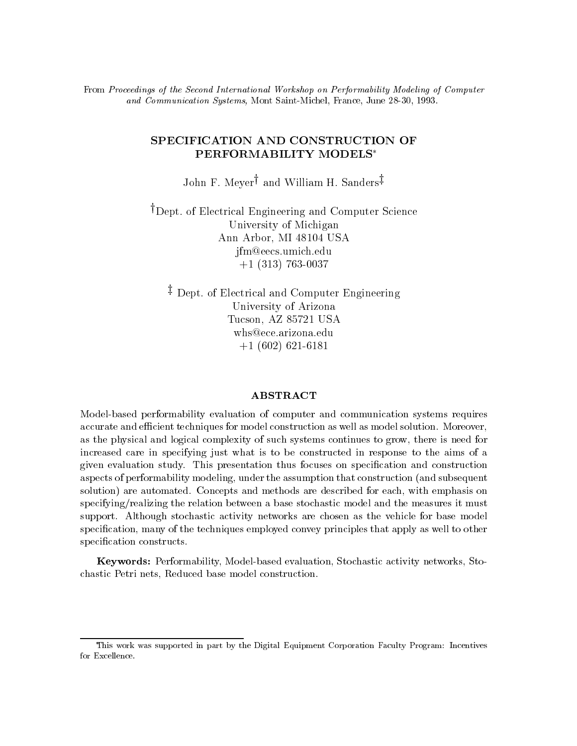From *Proceedings of the Second International Workshop on Performability Modeling of Computer and Communication Systems*, Mont Saint-Michel, France, June 28-30, 1993.

# SPECIFICATION AND CONSTRUCTION OF PERFORMABILITY MODELS*

John F. Meyer† and William H. Sanders‡

†Dept. of Electrical Engineering and Computer Science
University of Michigan
Ann Arbor, MI 48104 USA
jfm@eecs.umich.edu
+1 (313) 763-0037

‡ Dept. of Electrical and Computer Engineering
University of Arizona
Tucson, AZ 85721 USA
whs@ece.arizona.edu
+1 (602) 621-6181

## ABSTRACT

Model-based performability evaluation of computer and communication systems requires accurate and efficient techniques for model construction as well as model solution. Moreover, as the physical and logical complexity of such systems continues to grow, there is need for increased care in specifying just what is to be constructed in response to the aims of a given evaluation study. This presentation thus focuses on specification and construction aspects of performability modeling, under the assumption that construction (and subsequent solution) are automated. Concepts and methods are described for each, with emphasis on specifying/realizing the relation between a base stochastic model and the measures it must support. Although stochastic activity networks are chosen as the vehicle for base model specification, many of the techniques employed convey principles that apply as well to other specification constructs.

**Keywords:** Performability, Model-based evaluation, Stochastic activity networks, Stochastic Petri nets, Reduced base model construction.

---

*This work was supported in part by the Digital Equipment Corporation Faculty Program: Incentives for Excellence.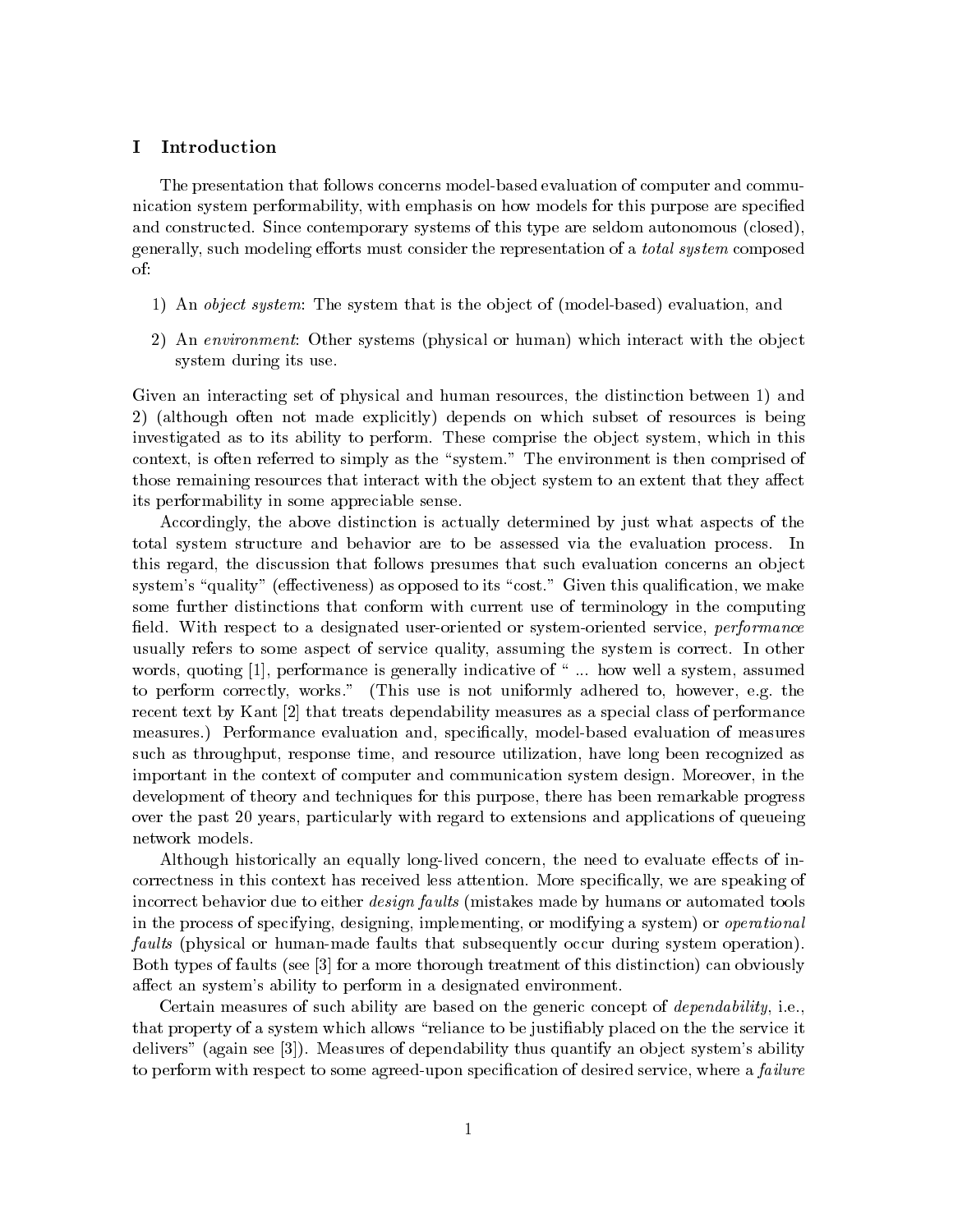# I Introduction

The presentation that follows concerns model-based evaluation of computer and communication system performability, with emphasis on how models for this purpose are specified and constructed. Since contemporary systems of this type are seldom autonomous (closed), generally, such modeling efforts must consider the representation of a *total system* composed of:

1) An *object system*: The system that is the object of (model-based) evaluation, and

2) An *environment*: Other systems (physical or human) which interact with the object system during its use.

Given an interacting set of physical and human resources, the distinction between 1) and 2) (although often not made explicitly) depends on which subset of resources is being investigated as to its ability to perform. These comprise the object system, which in this context, is often referred to simply as the "system." The environment is then comprised of those remaining resources that interact with the object system to an extent that they affect its performability in some appreciable sense.

Accordingly, the above distinction is actually determined by just what aspects of the total system structure and behavior are to be assessed via the evaluation process. In this regard, the discussion that follows presumes that such evaluation concerns an object system's "quality" (effectiveness) as opposed to its "cost." Given this qualification, we make some further distinctions that conform with current use of terminology in the computing field. With respect to a designated user-oriented or system-oriented service, *performance* usually refers to some aspect of service quality, assuming the system is correct. In other words, quoting [1], performance is generally indicative of " ... how well a system, assumed to perform correctly, works." (This use is not uniformly adhered to, however, e.g. the recent text by Kant [2] that treats dependability measures as a special class of performance measures.) Performance evaluation and, specifically, model-based evaluation of measures such as throughput, response time, and resource utilization, have long been recognized as important in the context of computer and communication system design. Moreover, in the development of theory and techniques for this purpose, there has been remarkable progress over the past 20 years, particularly with regard to extensions and applications of queueing network models.

Although historically an equally long-lived concern, the need to evaluate effects of incorrectness in this context has received less attention. More specifically, we are speaking of incorrect behavior due to either *design faults* (mistakes made by humans or automated tools in the process of specifying, designing, implementing, or modifying a system) or *operational faults* (physical or human-made faults that subsequently occur during system operation). Both types of faults (see [3] for a more thorough treatment of this distinction) can obviously affect an system's ability to perform in a designated environment.

Certain measures of such ability are based on the generic concept of *dependability*, i.e., that property of a system which allows "reliance to be justifiably placed on the the service it delivers" (again see [3]). Measures of dependability thus quantify an object system's ability to perform with respect to some agreed-upon specification of desired service, where a *failure*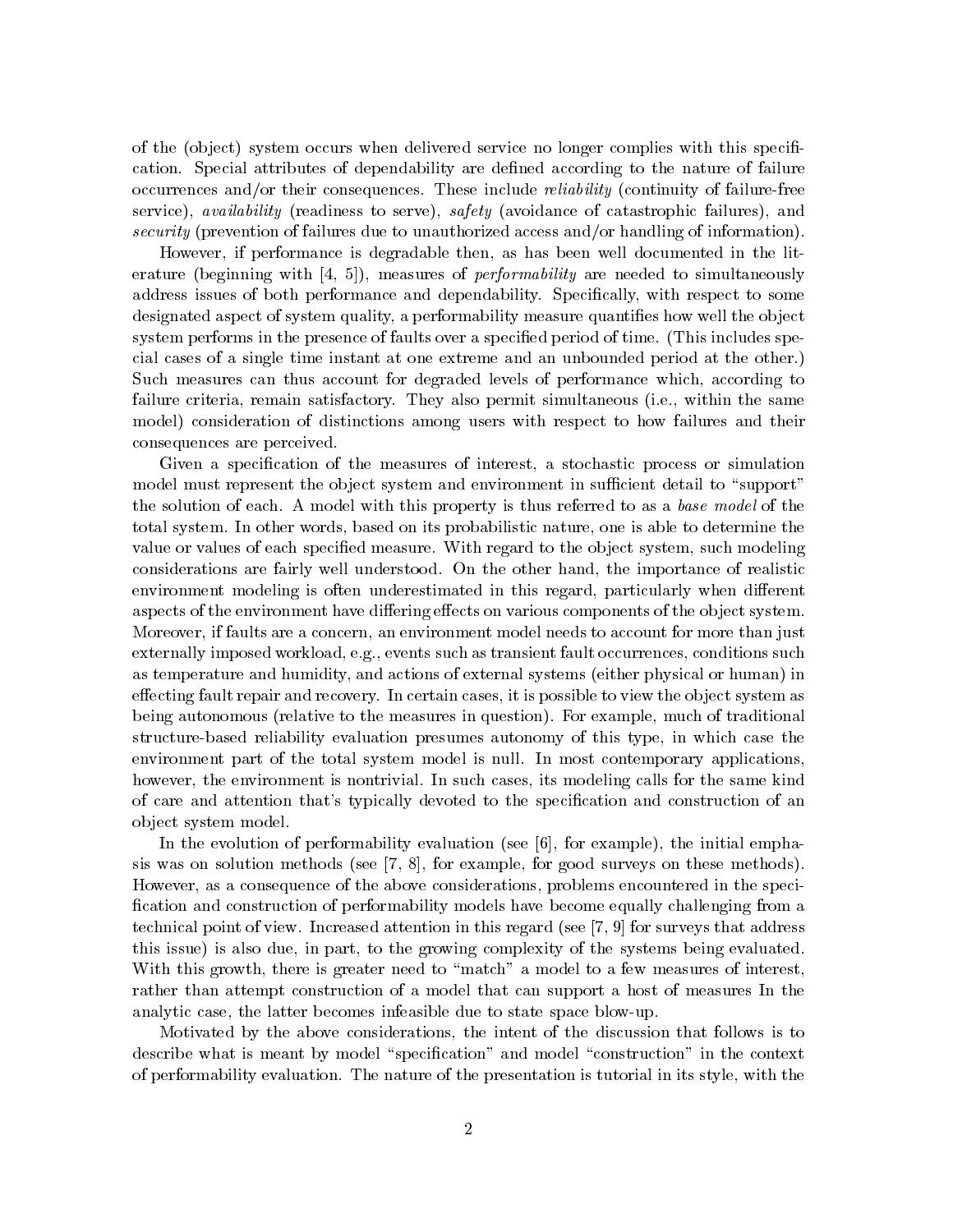of the (object) system occurs when delivered service no longer complies with this specification. Special attributes of dependability are defined according to the nature of failure occurrences and/or their consequences. These include *reliability* (continuity of failure-free service), *availability* (readiness to serve), *safety* (avoidance of catastrophic failures), and *security* (prevention of failures due to unauthorized access and/or handling of information).

However, if performance is degradable then, as has been well documented in the literature (beginning with [4, 5]), measures of *performability* are needed to simultaneously address issues of both performance and dependability. Specifically, with respect to some designated aspect of system quality, a performability measure quantifies how well the object system performs in the presence of faults over a specified period of time. (This includes special cases of a single time instant at one extreme and an unbounded period at the other.) Such measures can thus account for degraded levels of performance which, according to failure criteria, remain satisfactory. They also permit simultaneous (i.e., within the same model) consideration of distinctions among users with respect to how failures and their consequences are perceived.

Given a specification of the measures of interest, a stochastic process or simulation model must represent the object system and environment in sufficient detail to "support" the solution of each. A model with this property is thus referred to as a *base model* of the total system. In other words, based on its probabilistic nature, one is able to determine the value or values of each specified measure. With regard to the object system, such modeling considerations are fairly well understood. On the other hand, the importance of realistic environment modeling is often underestimated in this regard, particularly when different aspects of the environment have differing effects on various components of the object system. Moreover, if faults are a concern, an environment model needs to account for more than just externally imposed workload, e.g., events such as transient fault occurrences, conditions such as temperature and humidity, and actions of external systems (either physical or human) in effecting fault repair and recovery. In certain cases, it is possible to view the object system as being autonomous (relative to the measures in question). For example, much of traditional structure-based reliability evaluation presumes autonomy of this type, in which case the environment part of the total system model is null. In most contemporary applications, however, the environment is nontrivial. In such cases, its modeling calls for the same kind of care and attention that's typically devoted to the specification and construction of an object system model.

In the evolution of performability evaluation (see [6], for example), the initial emphasis was on solution methods (see [7, 8], for example, for good surveys on these methods). However, as a consequence of the above considerations, problems encountered in the specification and construction of performability models have become equally challenging from a technical point of view. Increased attention in this regard (see [7, 9] for surveys that address this issue) is also due, in part, to the growing complexity of the systems being evaluated. With this growth, there is greater need to "match" a model to a few measures of interest, rather than attempt construction of a model that can support a host of measures In the analytic case, the latter becomes infeasible due to state space blow-up.

Motivated by the above considerations, the intent of the discussion that follows is to describe what is meant by model "specification" and model "construction" in the context of performability evaluation. The nature of the presentation is tutorial in its style, with the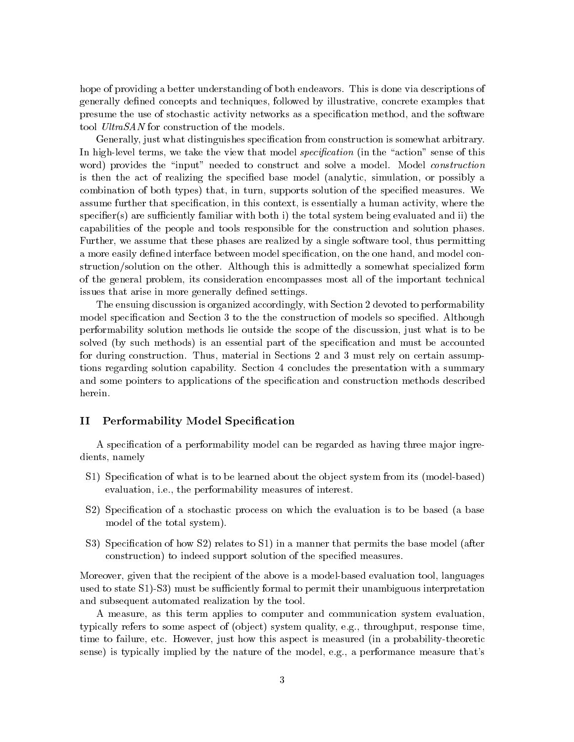hope of providing a better understanding of both endeavors. This is done via descriptions of generally defined concepts and techniques, followed by illustrative, concrete examples that presume the use of stochastic activity networks as a specification method, and the software tool *UltraSAN* for construction of the models.

Generally, just what distinguishes specification from construction is somewhat arbitrary. In high-level terms, we take the view that model *specification* (in the "action" sense of this word) provides the "input" needed to construct and solve a model. Model *construction* is then the act of realizing the specified base model (analytic, simulation, or possibly a combination of both types) that, in turn, supports solution of the specified measures. We assume further that specification, in this context, is essentially a human activity, where the specifier(s) are sufficiently familiar with both i) the total system being evaluated and ii) the capabilities of the people and tools responsible for the construction and solution phases. Further, we assume that these phases are realized by a single software tool, thus permitting a more easily defined interface between model specification, on the one hand, and model construction/solution on the other. Although this is admittedly a somewhat specialized form of the general problem, its consideration encompasses most all of the important technical issues that arise in more generally defined settings.

The ensuing discussion is organized accordingly, with Section 2 devoted to performability model specification and Section 3 to the the construction of models so specified. Although performability solution methods lie outside the scope of the discussion, just what is to be solved (by such methods) is an essential part of the specification and must be accounted for during construction. Thus, material in Sections 2 and 3 must rely on certain assumptions regarding solution capability. Section 4 concludes the presentation with a summary and some pointers to applications of the specification and construction methods described herein.

## II Performability Model Specification

A specification of a performability model can be regarded as having three major ingredients, namely

- S1) Specification of what is to be learned about the object system from its (model-based) evaluation, i.e., the performability measures of interest.
- S2) Specification of a stochastic process on which the evaluation is to be based (a base model of the total system).
- S3) Specification of how S2) relates to S1) in a manner that permits the base model (after construction) to indeed support solution of the specified measures.

Moreover, given that the recipient of the above is a model-based evaluation tool, languages used to state S1)-S3) must be sufficiently formal to permit their unambiguous interpretation and subsequent automated realization by the tool.

A measure, as this term applies to computer and communication system evaluation, typically refers to some aspect of (object) system quality, e.g., throughput, response time, time to failure, etc. However, just how this aspect is measured (in a probability-theoretic sense) is typically implied by the nature of the model, e.g., a performance measure that's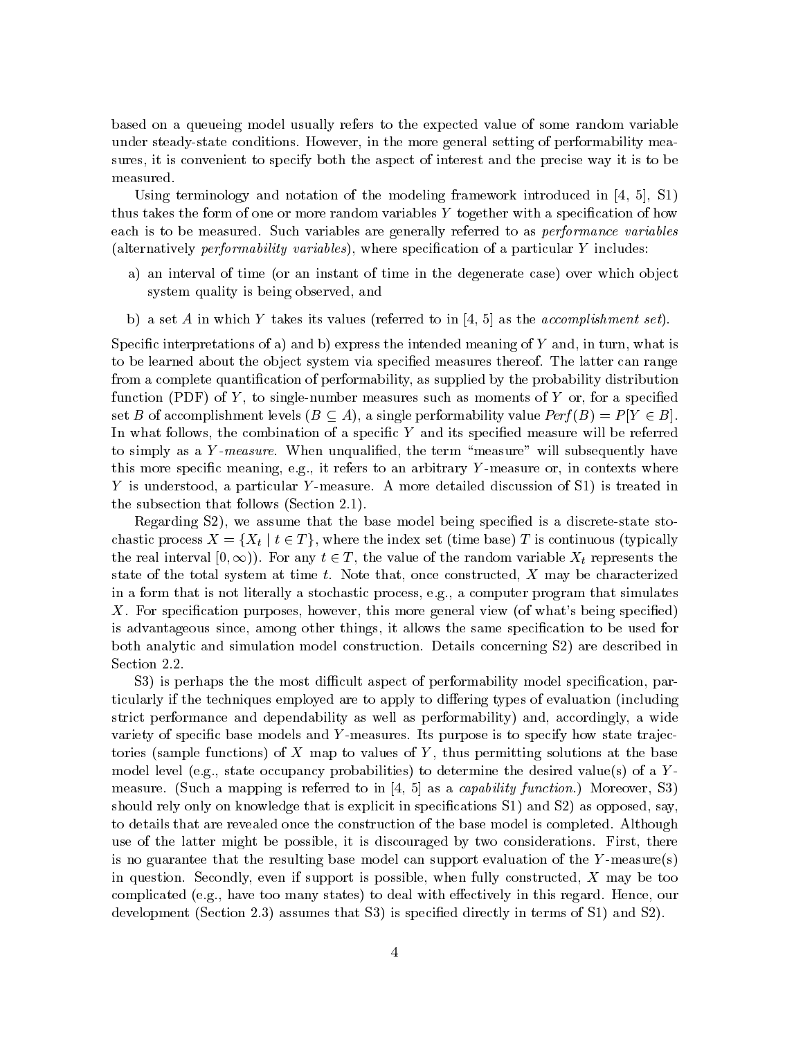based on a queueing model usually refers to the expected value of some random variable under steady-state conditions. However, in the more general setting of performability measures, it is convenient to specify both the aspect of interest and the precise way it is to be measured.

Using terminology and notation of the modeling framework introduced in [4, 5], S1) thus takes the form of one or more random variables $Y$ together with a specification of how each is to be measured. Such variables are generally referred to as *performance variables* (alternatively *performability variables*), where specification of a particular $Y$ includes:

a) an interval of time (or an instant of time in the degenerate case) over which object system quality is being observed, and

b) a set $A$ in which $Y$ takes its values (referred to in [4, 5] as the *accomplishment set*).

Specific interpretations of a) and b) express the intended meaning of $Y$ and, in turn, what is to be learned about the object system via specified measures thereof. The latter can range from a complete quantification of performability, as supplied by the probability distribution function (PDF) of $Y$, to single-number measures such as moments of $Y$ or, for a specified set $B$ of accomplishment levels ($B \subseteq A$), a single performability value $Perf(B) = P[Y \in B]$. In what follows, the combination of a specific $Y$ and its specified measure will be referred to simply as a *$Y$-measure*. When unqualified, the term "measure" will subsequently have this more specific meaning, e.g., it refers to an arbitrary $Y$-measure or, in contexts where $Y$ is understood, a particular $Y$-measure. A more detailed discussion of S1) is treated in the subsection that follows (Section 2.1).

Regarding S2), we assume that the base model being specified is a discrete-state stochastic process $X = \{X_t \mid t \in T\}$, where the index set (time base) $T$ is continuous (typically the real interval $[0, \infty)$). For any $t \in T$, the value of the random variable $X_t$ represents the state of the total system at time $t$. Note that, once constructed, $X$ may be characterized in a form that is not literally a stochastic process, e.g., a computer program that simulates $X$. For specification purposes, however, this more general view (of what's being specified) is advantageous since, among other things, it allows the same specification to be used for both analytic and simulation model construction. Details concerning S2) are described in Section 2.2.

S3) is perhaps the the most difficult aspect of performability model specification, particularly if the techniques employed are to apply to differing types of evaluation (including strict performance and dependability as well as performability) and, accordingly, a wide variety of specific base models and $Y$-measures. Its purpose is to specify how state trajectories (sample functions) of $X$ map to values of $Y$, thus permitting solutions at the base model level (e.g., state occupancy probabilities) to determine the desired value(s) of a $Y$-measure. (Such a mapping is referred to in [4, 5] as a *capability function*.) Moreover, S3) should rely only on knowledge that is explicit in specifications S1) and S2) as opposed, say, to details that are revealed once the construction of the base model is completed. Although use of the latter might be possible, it is discouraged by two considerations. First, there is no guarantee that the resulting base model can support evaluation of the $Y$-measure(s) in question. Secondly, even if support is possible, when fully constructed, $X$ may be too complicated (e.g., have too many states) to deal with effectively in this regard. Hence, our development (Section 2.3) assumes that S3) is specified directly in terms of S1) and S2).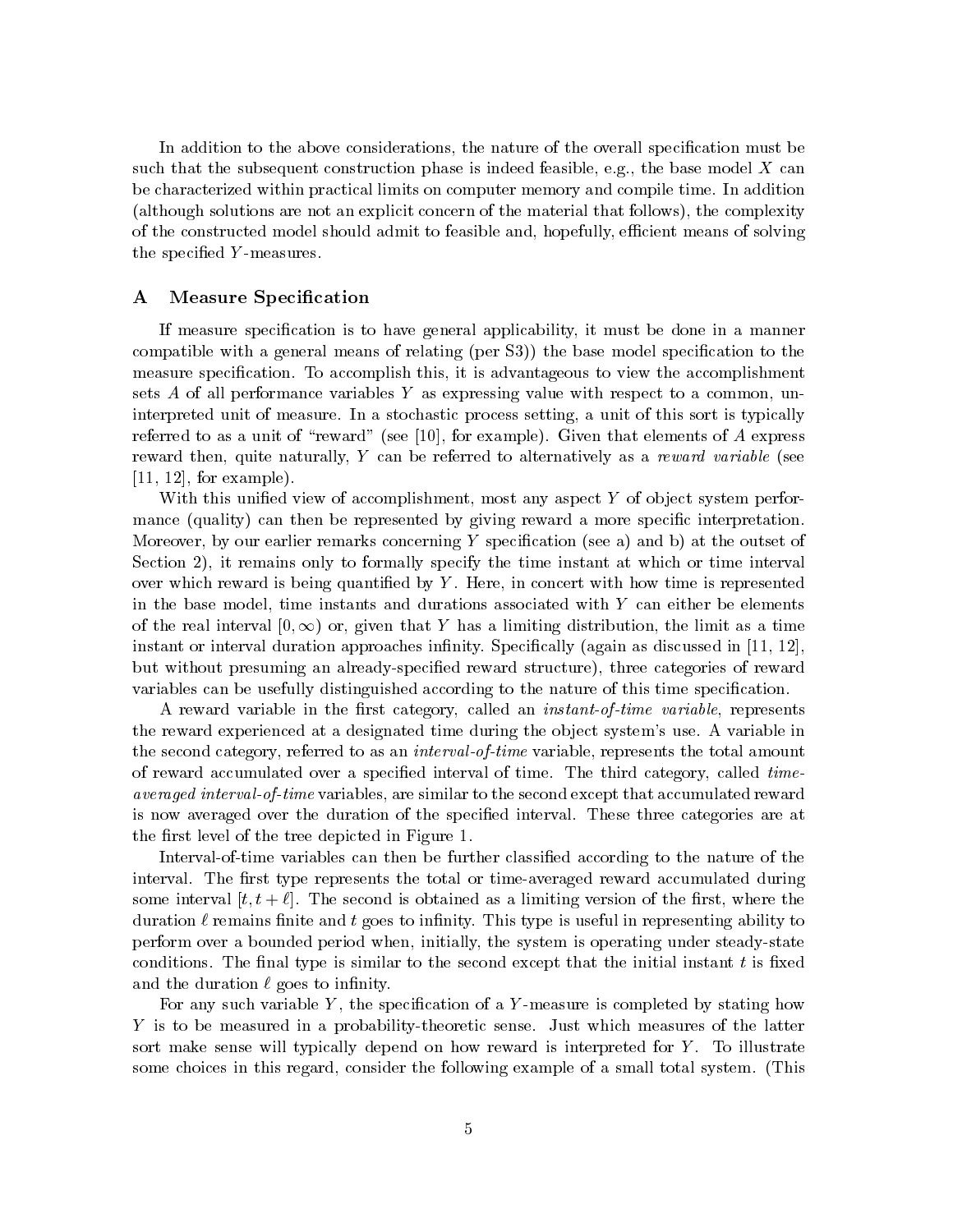In addition to the above considerations, the nature of the overall specification must be such that the subsequent construction phase is indeed feasible, e.g., the base model $X$ can be characterized within practical limits on computer memory and compile time. In addition (although solutions are not an explicit concern of the material that follows), the complexity of the constructed model should admit to feasible and, hopefully, efficient means of solving the specified $Y$-measures.

## A Measure Specification

If measure specification is to have general applicability, it must be done in a manner compatible with a general means of relating (per S3)) the base model specification to the measure specification. To accomplish this, it is advantageous to view the accomplishment sets $A$ of all performance variables $Y$ as expressing value with respect to a common, uninterpreted unit of measure. In a stochastic process setting, a unit of this sort is typically referred to as a unit of "reward" (see [10], for example). Given that elements of $A$ express reward then, quite naturally, $Y$ can be referred to alternatively as a *reward variable* (see [11, 12], for example).

With this unified view of accomplishment, most any aspect $Y$ of object system performance (quality) can then be represented by giving reward a more specific interpretation. Moreover, by our earlier remarks concerning $Y$ specification (see a) and b) at the outset of Section 2), it remains only to formally specify the time instant at which or time interval over which reward is being quantified by $Y$. Here, in concert with how time is represented in the base model, time instants and durations associated with $Y$ can either be elements of the real interval $[0, \infty)$ or, given that $Y$ has a limiting distribution, the limit as a time instant or interval duration approaches infinity. Specifically (again as discussed in [11, 12], but without presuming an already-specified reward structure), three categories of reward variables can be usefully distinguished according to the nature of this time specification.

A reward variable in the first category, called an *instant-of-time variable*, represents the reward experienced at a designated time during the object system's use. A variable in the second category, referred to as an *interval-of-time* variable, represents the total amount of reward accumulated over a specified interval of time. The third category, called *time-averaged interval-of-time* variables, are similar to the second except that accumulated reward is now averaged over the duration of the specified interval. These three categories are at the first level of the tree depicted in Figure 1.

Interval-of-time variables can then be further classified according to the nature of the interval. The first type represents the total or time-averaged reward accumulated during some interval $[t, t + \ell]$. The second is obtained as a limiting version of the first, where the duration $\ell$ remains finite and $t$ goes to infinity. This type is useful in representing ability to perform over a bounded period when, initially, the system is operating under steady-state conditions. The final type is similar to the second except that the initial instant $t$ is fixed and the duration $\ell$ goes to infinity.

For any such variable $Y$, the specification of a $Y$-measure is completed by stating how $Y$ is to be measured in a probability-theoretic sense. Just which measures of the latter sort make sense will typically depend on how reward is interpreted for $Y$. To illustrate some choices in this regard, consider the following example of a small total system. (This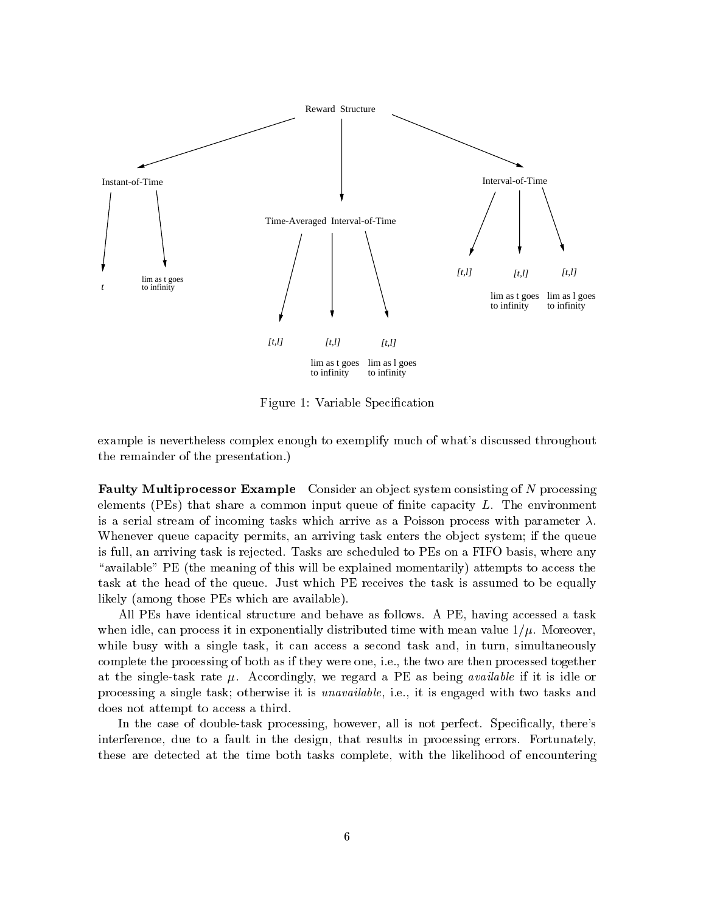Reward Structure

Instant-of-Time

- $t$
- lim as t goes to infinity

Time-Averaged Interval-of-Time

- $[t,l]$
- $[t,l]$ lim as t goes to infinity
- $[t,l]$ lim as l goes to infinity

Interval-of-Time

- $[t,l]$
- $[t,l]$ lim as t goes to infinity
- $[t,l]$ lim as l goes to infinity

Figure 1: Variable Specification

example is nevertheless complex enough to exemplify much of what's discussed throughout the remainder of the presentation.)

**Faulty Multiprocessor Example** Consider an object system consisting of $N$ processing elements (PEs) that share a common input queue of finite capacity $L$. The environment is a serial stream of incoming tasks which arrive as a Poisson process with parameter $\lambda$. Whenever queue capacity permits, an arriving task enters the object system; if the queue is full, an arriving task is rejected. Tasks are scheduled to PEs on a FIFO basis, where any "available" PE (the meaning of this will be explained momentarily) attempts to access the task at the head of the queue. Just which PE receives the task is assumed to be equally likely (among those PEs which are available).

All PEs have identical structure and behave as follows. A PE, having accessed a task when idle, can process it in exponentially distributed time with mean value $1/\mu$. Moreover, while busy with a single task, it can access a second task and, in turn, simultaneously complete the processing of both as if they were one, i.e., the two are then processed together at the single-task rate $\mu$. Accordingly, we regard a PE as being *available* if it is idle or processing a single task; otherwise it is *unavailable*, i.e., it is engaged with two tasks and does not attempt to access a third.

In the case of double-task processing, however, all is not perfect. Specifically, there's interference, due to a fault in the design, that results in processing errors. Fortunately, these are detected at the time both tasks complete, with the likelihood of encountering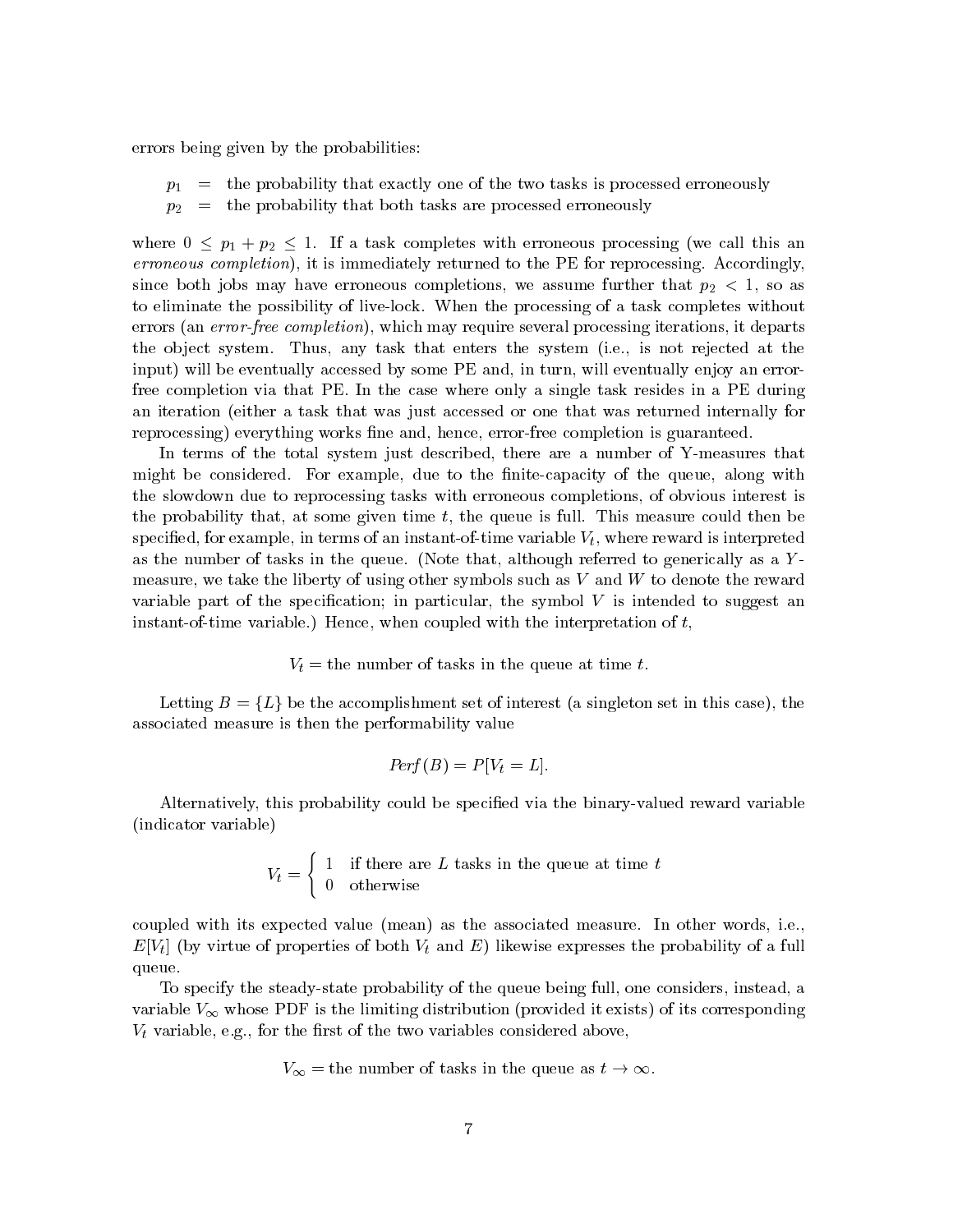errors being given by the probabilities:

$p_1$ = the probability that exactly one of the two tasks is processed erroneously
$p_2$ = the probability that both tasks are processed erroneously

where $0 \leq p_1 + p_2 \leq 1$. If a task completes with erroneous processing (we call this an *erroneous completion*), it is immediately returned to the PE for reprocessing. Accordingly, since both jobs may have erroneous completions, we assume further that $p_2 < 1$, so as to eliminate the possibility of live-lock. When the processing of a task completes without errors (an *error-free completion*), which may require several processing iterations, it departs the object system. Thus, any task that enters the system (i.e., is not rejected at the input) will be eventually accessed by some PE and, in turn, will eventually enjoy an error-free completion via that PE. In the case where only a single task resides in a PE during an iteration (either a task that was just accessed or one that was returned internally for reprocessing) everything works fine and, hence, error-free completion is guaranteed.

In terms of the total system just described, there are a number of Y-measures that might be considered. For example, due to the finite-capacity of the queue, along with the slowdown due to reprocessing tasks with erroneous completions, of obvious interest is the probability that, at some given time $t$, the queue is full. This measure could then be specified, for example, in terms of an instant-of-time variable $V_t$, where reward is interpreted as the number of tasks in the queue. (Note that, although referred to generically as a $Y$-measure, we take the liberty of using other symbols such as $V$ and $W$ to denote the reward variable part of the specification; in particular, the symbol $V$ is intended to suggest an instant-of-time variable.) Hence, when coupled with the interpretation of $t$,

$$V_t = \text{the number of tasks in the queue at time } t.$$

Letting $B = \{L\}$ be the accomplishment set of interest (a singleton set in this case), the associated measure is then the performability value

$$Perf(B) = P[V_t = L].$$

Alternatively, this probability could be specified via the binary-valued reward variable (indicator variable)

$$V_t = \begin{cases} 1 & \text{if there are } L \text{ tasks in the queue at time } t \\ 0 & \text{otherwise} \end{cases}$$

coupled with its expected value (mean) as the associated measure. In other words, i.e., $E[V_t]$ (by virtue of properties of both $V_t$ and $E$) likewise expresses the probability of a full queue.

To specify the steady-state probability of the queue being full, one considers, instead, a variable $V_\infty$ whose PDF is the limiting distribution (provided it exists) of its corresponding $V_t$ variable, e.g., for the first of the two variables considered above,

$$V_\infty = \text{the number of tasks in the queue as } t \to \infty.$$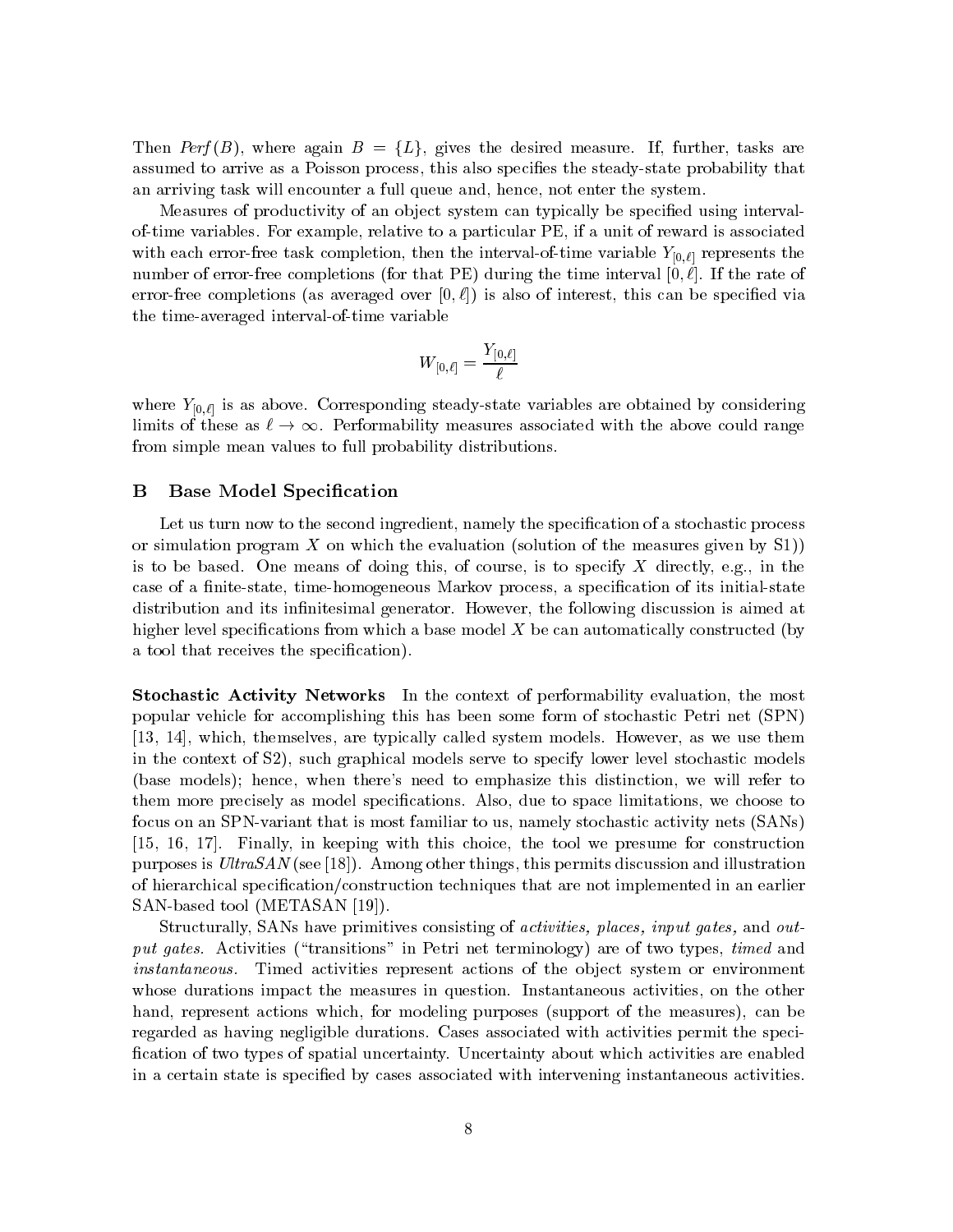Then $Perf(B)$, where again $B = \{L\}$, gives the desired measure. If, further, tasks are assumed to arrive as a Poisson process, this also specifies the steady-state probability that an arriving task will encounter a full queue and, hence, not enter the system.

Measures of productivity of an object system can typically be specified using interval-of-time variables. For example, relative to a particular PE, if a unit of reward is associated with each error-free task completion, then the interval-of-time variable $Y_{[0,\ell]}$ represents the number of error-free completions (for that PE) during the time interval $[0, \ell]$. If the rate of error-free completions (as averaged over $[0, \ell]$) is also of interest, this can be specified via the time-averaged interval-of-time variable

$$W_{[0,\ell]} = \frac{Y_{[0,\ell]}}{\ell}$$

where $Y_{[0,\ell]}$ is as above. Corresponding steady-state variables are obtained by considering limits of these as $\ell \to \infty$. Performability measures associated with the above could range from simple mean values to full probability distributions.

## B Base Model Specification

Let us turn now to the second ingredient, namely the specification of a stochastic process or simulation program $X$ on which the evaluation (solution of the measures given by S1)) is to be based. One means of doing this, of course, is to specify $X$ directly, e.g., in the case of a finite-state, time-homogeneous Markov process, a specification of its initial-state distribution and its infinitesimal generator. However, the following discussion is aimed at higher level specifications from which a base model $X$ be can automatically constructed (by a tool that receives the specification).

**Stochastic Activity Networks** In the context of performability evaluation, the most popular vehicle for accomplishing this has been some form of stochastic Petri net (SPN) [13, 14], which, themselves, are typically called system models. However, as we use them in the context of S2), such graphical models serve to specify lower level stochastic models (base models); hence, when there's need to emphasize this distinction, we will refer to them more precisely as model specifications. Also, due to space limitations, we choose to focus on an SPN-variant that is most familiar to us, namely stochastic activity nets (SANs) [15, 16, 17]. Finally, in keeping with this choice, the tool we presume for construction purposes is *UltraSAN* (see [18]). Among other things, this permits discussion and illustration of hierarchical specification/construction techniques that are not implemented in an earlier SAN-based tool (METASAN [19]).

Structurally, SANs have primitives consisting of *activities, places, input gates,* and *output gates.* Activities ("transitions" in Petri net terminology) are of two types, *timed* and *instantaneous.* Timed activities represent actions of the object system or environment whose durations impact the measures in question. Instantaneous activities, on the other hand, represent actions which, for modeling purposes (support of the measures), can be regarded as having negligible durations. Cases associated with activities permit the specification of two types of spatial uncertainty. Uncertainty about which activities are enabled in a certain state is specified by cases associated with intervening instantaneous activities.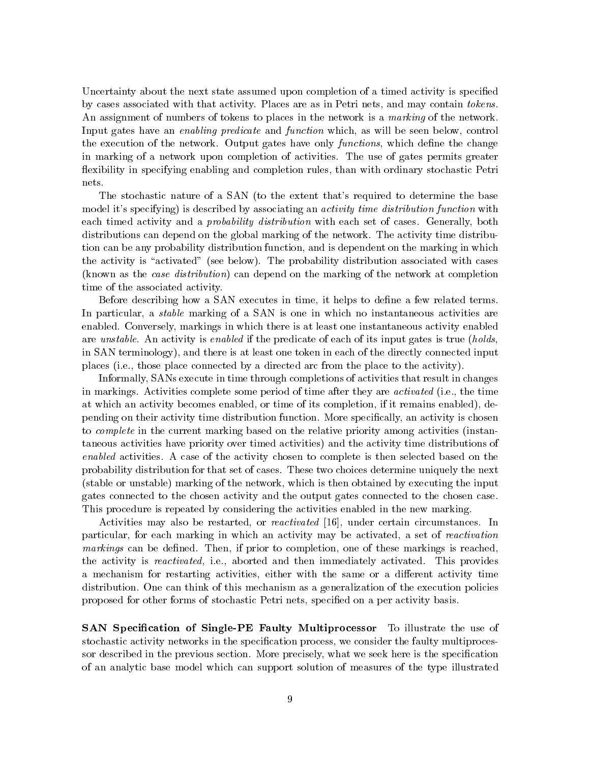Uncertainty about the next state assumed upon completion of a timed activity is specified by cases associated with that activity. Places are as in Petri nets, and may contain *tokens*. An assignment of numbers of tokens to places in the network is a *marking* of the network. Input gates have an *enabling predicate* and *function* which, as will be seen below, control the execution of the network. Output gates have only *functions*, which define the change in marking of a network upon completion of activities. The use of gates permits greater flexibility in specifying enabling and completion rules, than with ordinary stochastic Petri nets.

The stochastic nature of a SAN (to the extent that's required to determine the base model it's specifying) is described by associating an *activity time distribution function* with each timed activity and a *probability distribution* with each set of cases. Generally, both distributions can depend on the global marking of the network. The activity time distribution can be any probability distribution function, and is dependent on the marking in which the activity is "activated" (see below). The probability distribution associated with cases (known as the *case distribution*) can depend on the marking of the network at completion time of the associated activity.

Before describing how a SAN executes in time, it helps to define a few related terms. In particular, a *stable* marking of a SAN is one in which no instantaneous activities are enabled. Conversely, markings in which there is at least one instantaneous activity enabled are *unstable*. An activity is *enabled* if the predicate of each of its input gates is true (*holds*, in SAN terminology), and there is at least one token in each of the directly connected input places (i.e., those place connected by a directed arc from the place to the activity).

Informally, SANs execute in time through completions of activities that result in changes in markings. Activities complete some period of time after they are *activated* (i.e., the time at which an activity becomes enabled, or time of its completion, if it remains enabled), depending on their activity time distribution function. More specifically, an activity is chosen to *complete* in the current marking based on the relative priority among activities (instantaneous activities have priority over timed activities) and the activity time distributions of *enabled* activities. A case of the activity chosen to complete is then selected based on the probability distribution for that set of cases. These two choices determine uniquely the next (stable or unstable) marking of the network, which is then obtained by executing the input gates connected to the chosen activity and the output gates connected to the chosen case. This procedure is repeated by considering the activities enabled in the new marking.

Activities may also be restarted, or *reactivated* [16], under certain circumstances. In particular, for each marking in which an activity may be activated, a set of *reactivation markings* can be defined. Then, if prior to completion, one of these markings is reached, the activity is *reactivated*, i.e., aborted and then immediately activated. This provides a mechanism for restarting activities, either with the same or a different activity time distribution. One can think of this mechanism as a generalization of the execution policies proposed for other forms of stochastic Petri nets, specified on a per activity basis.

**SAN Specification of Single-PE Faulty Multiprocessor** To illustrate the use of stochastic activity networks in the specification process, we consider the faulty multiprocessor described in the previous section. More precisely, what we seek here is the specification of an analytic base model which can support solution of measures of the type illustrated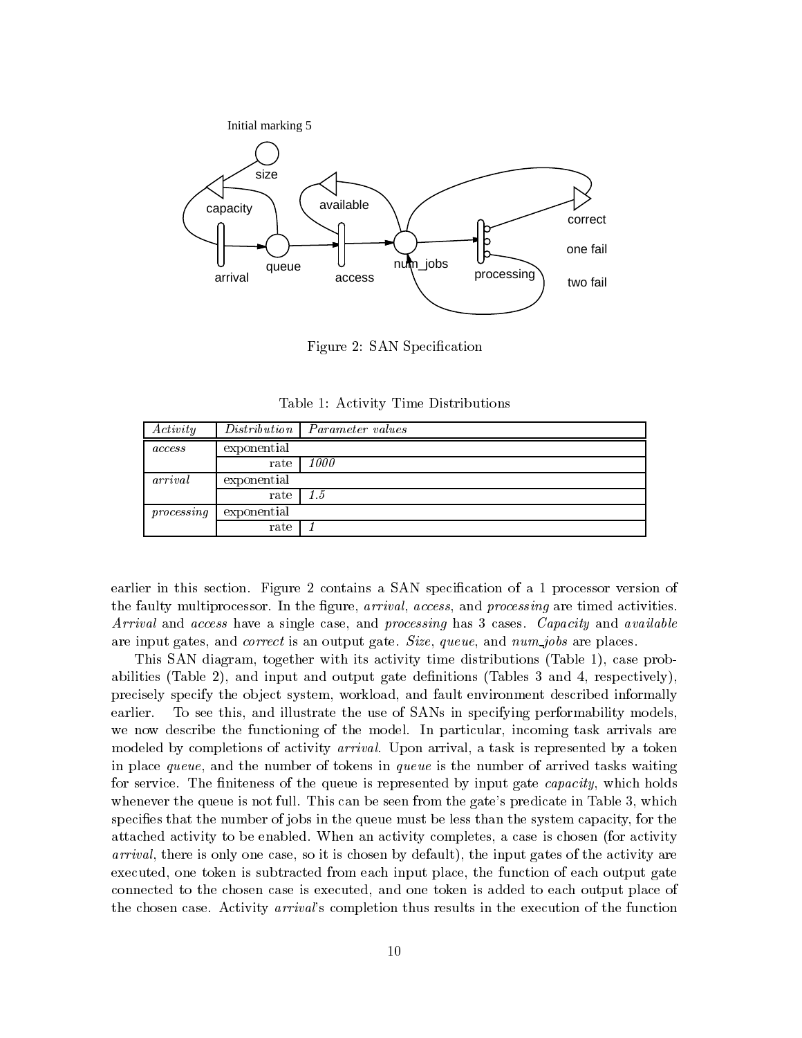Initial marking 5

size

capacity

available

correct

one fail

two fail

arrival

queue

access

num_jobs

processing

Figure 2: SAN Specification

Table 1: Activity Time Distributions

| *Activity* | *Distribution* | *Parameter values* |
|---|---|---|
| *access* | exponential | |
| | rate | *1000* |
| *arrival* | exponential | |
| | rate | *1.5* |
| *processing* | exponential | |
| | rate | *1* |

earlier in this section. Figure 2 contains a SAN specification of a 1 processor version of the faulty multiprocessor. In the figure, *arrival*, *access*, and *processing* are timed activities. *Arrival* and *access* have a single case, and *processing* has 3 cases. *Capacity* and *available* are input gates, and *correct* is an output gate. *Size*, *queue*, and *num_jobs* are places.

This SAN diagram, together with its activity time distributions (Table 1), case probabilities (Table 2), and input and output gate definitions (Tables 3 and 4, respectively), precisely specify the object system, workload, and fault environment described informally earlier. To see this, and illustrate the use of SANs in specifying performability models, we now describe the functioning of the model. In particular, incoming task arrivals are modeled by completions of activity *arrival*. Upon arrival, a task is represented by a token in place *queue*, and the number of tokens in *queue* is the number of arrived tasks waiting for service. The finiteness of the queue is represented by input gate *capacity*, which holds whenever the queue is not full. This can be seen from the gate's predicate in Table 3, which specifies that the number of jobs in the queue must be less than the system capacity, for the attached activity to be enabled. When an activity completes, a case is chosen (for activity *arrival*, there is only one case, so it is chosen by default), the input gates of the activity are executed, one token is subtracted from each input place, the function of each output gate connected to the chosen case is executed, and one token is added to each output place of the chosen case. Activity *arrival*'s completion thus results in the execution of the function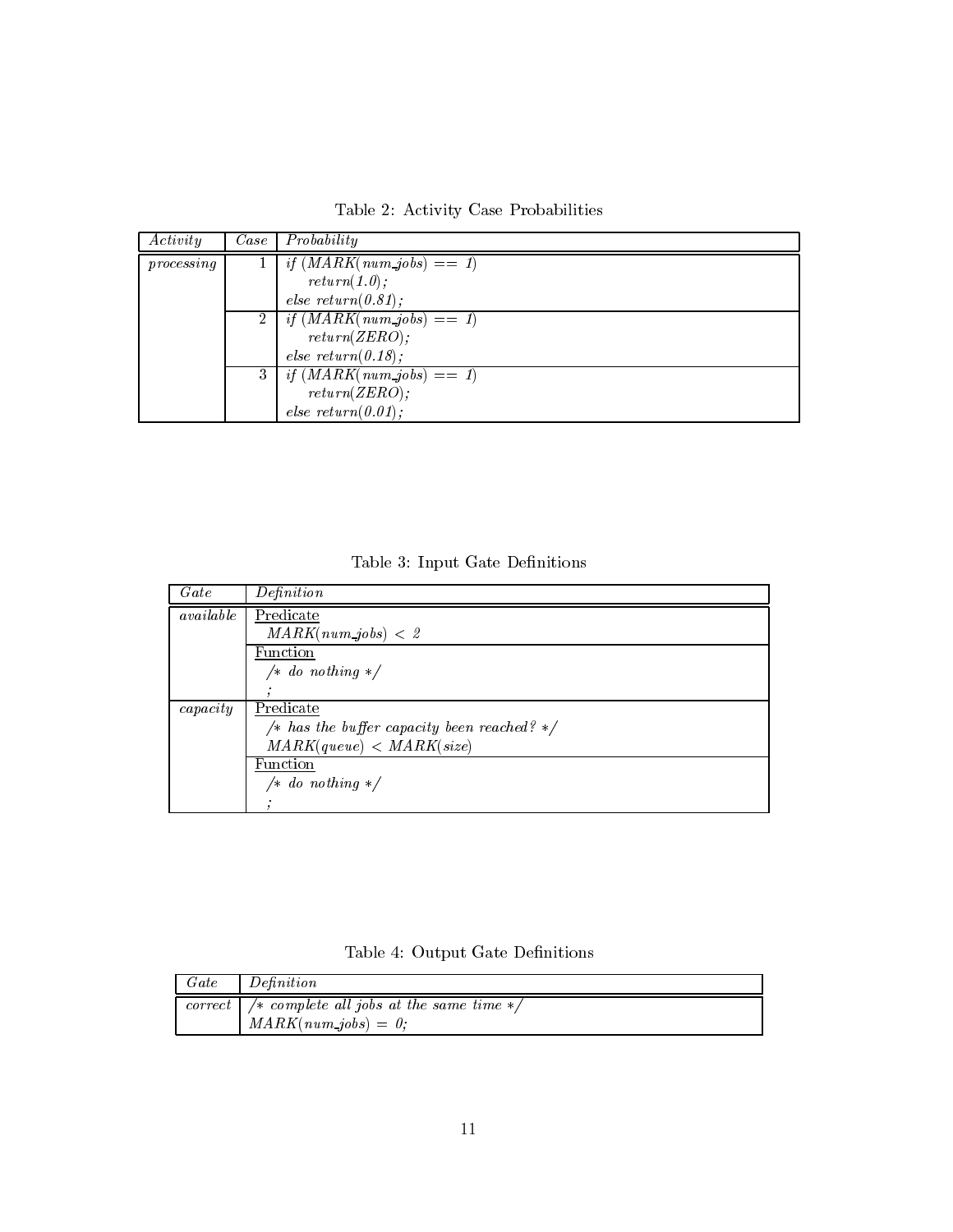Table 2: Activity Case Probabilities

| *Activity* | *Case* | *Probability* |
|---|---|---|
| *processing* | 1 | *if (MARK(num_jobs) == 1)*<br>    *return(1.0);*<br>*else return(0.81);* |
| | 2 | *if (MARK(num_jobs) == 1)*<br>    *return(ZERO);*<br>*else return(0.18);* |
| | 3 | *if (MARK(num_jobs) == 1)*<br>    *return(ZERO);*<br>*else return(0.01);* |

Table 3: Input Gate Definitions

| *Gate* | *Definition* |
|---|---|
| *available* | Predicate<br>  *MARK(num_jobs) < 2* |
| | Function<br>  */* do nothing */*<br>  *;* |
| *capacity* | Predicate<br>  */* has the buffer capacity been reached? */*<br>  *MARK(queue) < MARK(size)* |
| | Function<br>  */* do nothing */*<br>  *;* |

Table 4: Output Gate Definitions

| *Gate* | *Definition* |
|---|---|
| *correct* | */* complete all jobs at the same time */*<br>*MARK(num_jobs) = 0;* |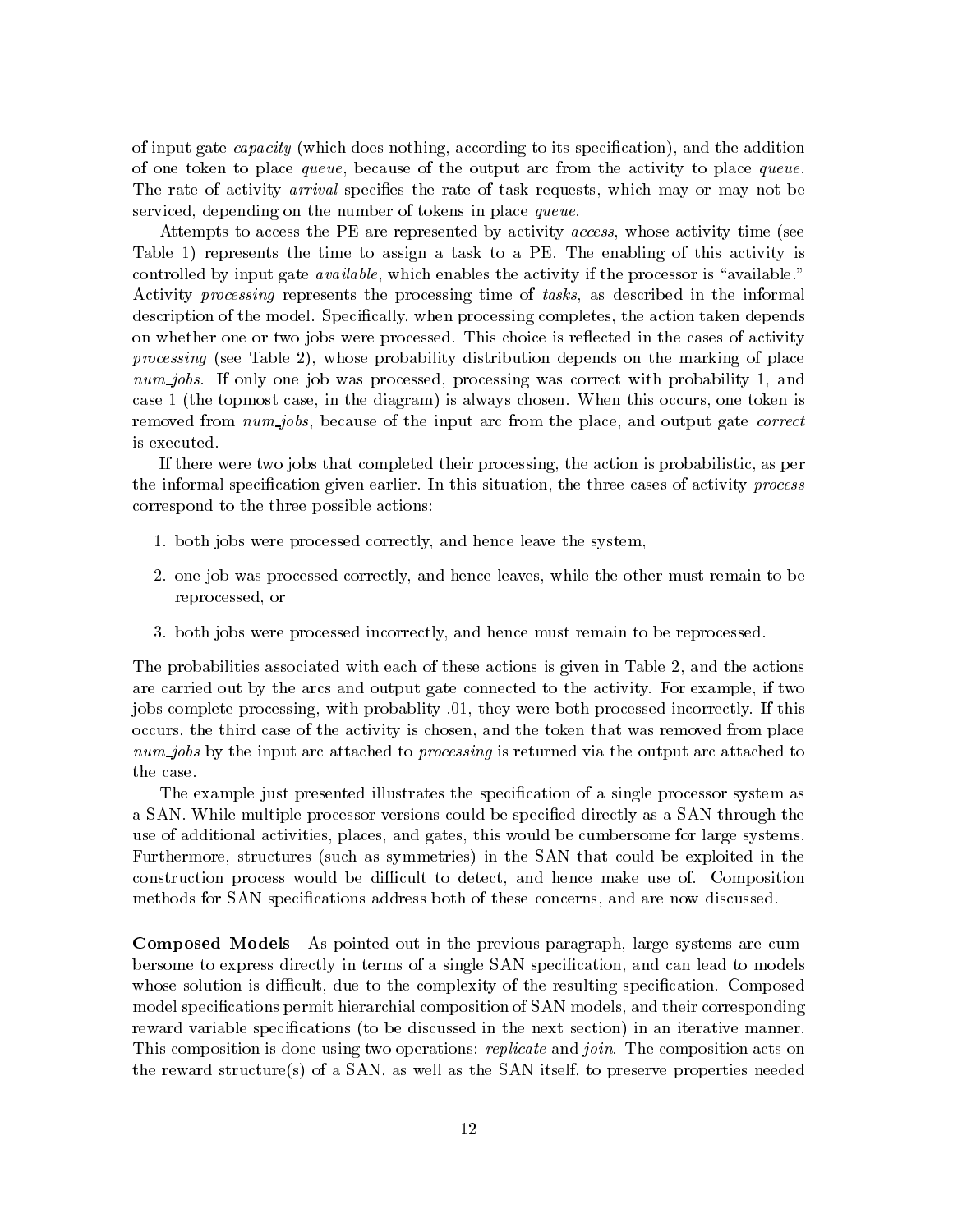of input gate *capacity* (which does nothing, according to its specification), and the addition of one token to place *queue*, because of the output arc from the activity to place *queue*. The rate of activity *arrival* specifies the rate of task requests, which may or may not be serviced, depending on the number of tokens in place *queue*.

Attempts to access the PE are represented by activity *access*, whose activity time (see Table 1) represents the time to assign a task to a PE. The enabling of this activity is controlled by input gate *available*, which enables the activity if the processor is "available." Activity *processing* represents the processing time of *tasks*, as described in the informal description of the model. Specifically, when processing completes, the action taken depends on whether one or two jobs were processed. This choice is reflected in the cases of activity *processing* (see Table 2), whose probability distribution depends on the marking of place *num_jobs*. If only one job was processed, processing was correct with probability 1, and case 1 (the topmost case, in the diagram) is always chosen. When this occurs, one token is removed from *num_jobs*, because of the input arc from the place, and output gate *correct* is executed.

If there were two jobs that completed their processing, the action is probabilistic, as per the informal specification given earlier. In this situation, the three cases of activity *process* correspond to the three possible actions:

1. both jobs were processed correctly, and hence leave the system,
2. one job was processed correctly, and hence leaves, while the other must remain to be reprocessed, or
3. both jobs were processed incorrectly, and hence must remain to be reprocessed.

The probabilities associated with each of these actions is given in Table 2, and the actions are carried out by the arcs and output gate connected to the activity. For example, if two jobs complete processing, with probablity .01, they were both processed incorrectly. If this occurs, the third case of the activity is chosen, and the token that was removed from place *num_jobs* by the input arc attached to *processing* is returned via the output arc attached to the case.

The example just presented illustrates the specification of a single processor system as a SAN. While multiple processor versions could be specified directly as a SAN through the use of additional activities, places, and gates, this would be cumbersome for large systems. Furthermore, structures (such as symmetries) in the SAN that could be exploited in the construction process would be difficult to detect, and hence make use of. Composition methods for SAN specifications address both of these concerns, and are now discussed.

**Composed Models** As pointed out in the previous paragraph, large systems are cumbersome to express directly in terms of a single SAN specification, and can lead to models whose solution is difficult, due to the complexity of the resulting specification. Composed model specifications permit hierarchial composition of SAN models, and their corresponding reward variable specifications (to be discussed in the next section) in an iterative manner. This composition is done using two operations: *replicate* and *join*. The composition acts on the reward structure(s) of a SAN, as well as the SAN itself, to preserve properties needed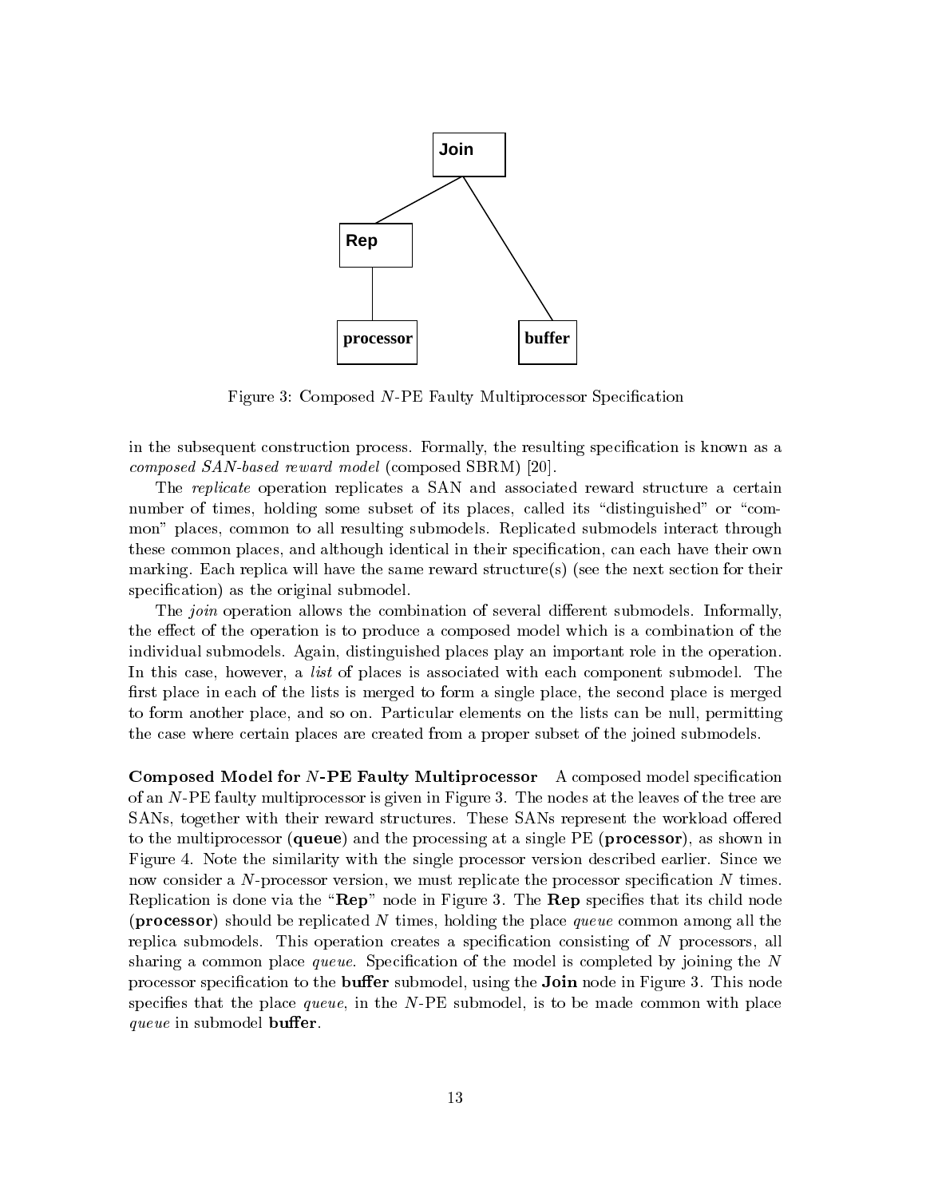Figure 3: Composed $N$-PE Faulty Multiprocessor Specification

in the subsequent construction process. Formally, the resulting specification is known as a *composed SAN-based reward model* (composed SBRM) [20].

The *replicate* operation replicates a SAN and associated reward structure a certain number of times, holding some subset of its places, called its "distinguished" or "common" places, common to all resulting submodels. Replicated submodels interact through these common places, and although identical in their specification, can each have their own marking. Each replica will have the same reward structure(s) (see the next section for their specification) as the original submodel.

The *join* operation allows the combination of several different submodels. Informally, the effect of the operation is to produce a composed model which is a combination of the individual submodels. Again, distinguished places play an important role in the operation. In this case, however, a *list* of places is associated with each component submodel. The first place in each of the lists is merged to form a single place, the second place is merged to form another place, and so on. Particular elements on the lists can be null, permitting the case where certain places are created from a proper subset of the joined submodels.

**Composed Model for $N$-PE Faulty Multiprocessor** A composed model specification of an $N$-PE faulty multiprocessor is given in Figure 3. The nodes at the leaves of the tree are SANs, together with their reward structures. These SANs represent the workload offered to the multiprocessor (**queue**) and the processing at a single PE (**processor**), as shown in Figure 4. Note the similarity with the single processor version described earlier. Since we now consider a $N$-processor version, we must replicate the processor specification $N$ times. Replication is done via the "**Rep**" node in Figure 3. The **Rep** specifies that its child node (**processor**) should be replicated $N$ times, holding the place *queue* common among all the replica submodels. This operation creates a specification consisting of $N$ processors, all sharing a common place *queue*. Specification of the model is completed by joining the $N$ processor specification to the **buffer** submodel, using the **Join** node in Figure 3. This node specifies that the place *queue*, in the $N$-PE submodel, is to be made common with place *queue* in submodel **buffer**.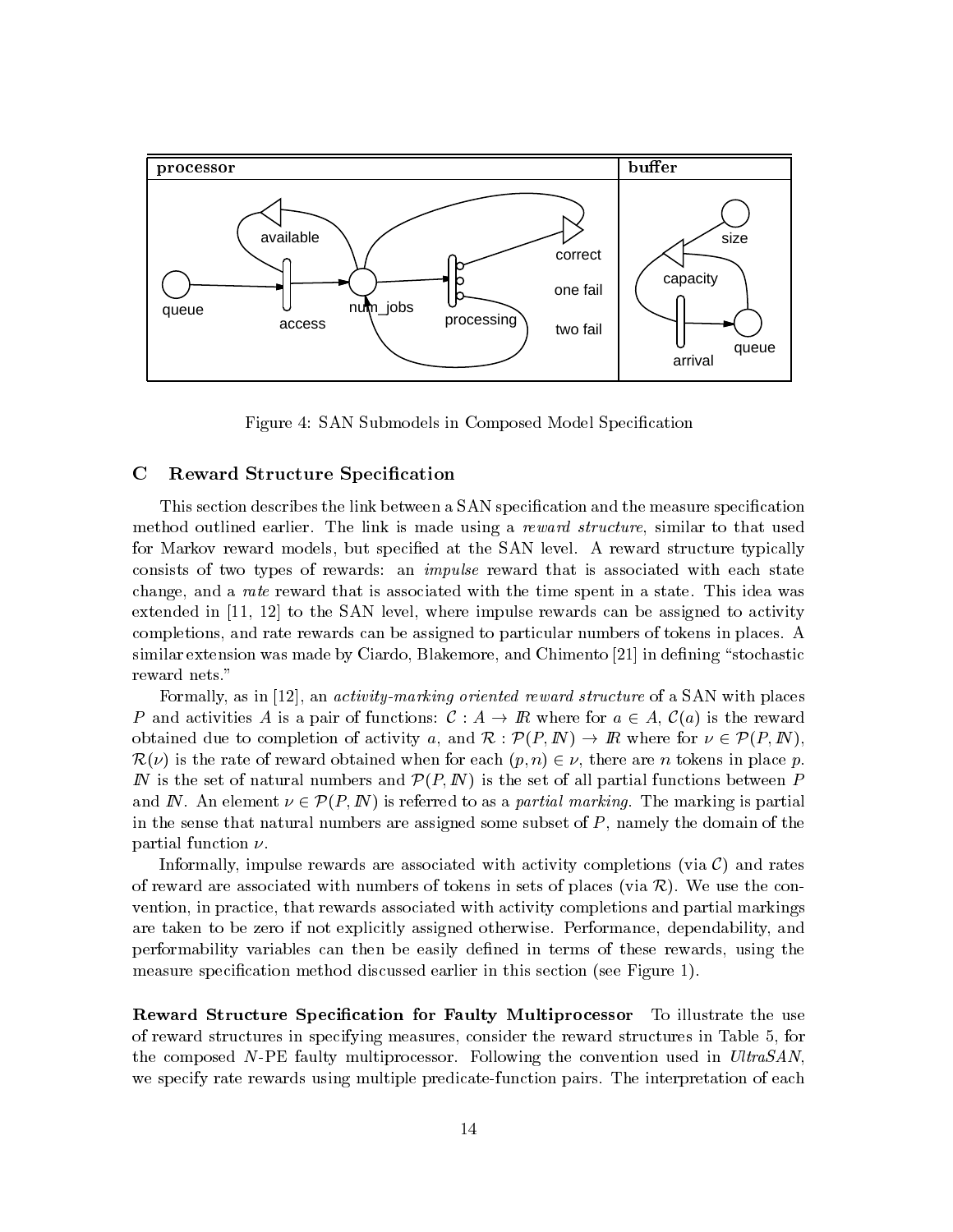Figure 4: SAN Submodels in Composed Model Specification

## C Reward Structure Specification

This section describes the link between a SAN specification and the measure specification method outlined earlier. The link is made using a *reward structure*, similar to that used for Markov reward models, but specified at the SAN level. A reward structure typically consists of two types of rewards: an *impulse* reward that is associated with each state change, and a *rate* reward that is associated with the time spent in a state. This idea was extended in [11, 12] to the SAN level, where impulse rewards can be assigned to activity completions, and rate rewards can be assigned to particular numbers of tokens in places. A similar extension was made by Ciardo, Blakemore, and Chimento [21] in defining "stochastic reward nets."

Formally, as in [12], an *activity-marking oriented reward structure* of a SAN with places $P$ and activities $A$ is a pair of functions: $\mathcal{C} : A \rightarrow I\!R$ where for $a \in A$, $\mathcal{C}(a)$ is the reward obtained due to completion of activity $a$, and $\mathcal{R} : \mathcal{P}(P, I\!N) \rightarrow I\!R$ where for $\nu \in \mathcal{P}(P, I\!N)$, $\mathcal{R}(\nu)$ is the rate of reward obtained when for each $(p, n) \in \nu$, there are $n$ tokens in place $p$. $I\!N$ is the set of natural numbers and $\mathcal{P}(P, I\!N)$ is the set of all partial functions between $P$ and $I\!N$. An element $\nu \in \mathcal{P}(P, I\!N)$ is referred to as a *partial marking*. The marking is partial in the sense that natural numbers are assigned some subset of $P$, namely the domain of the partial function $\nu$.

Informally, impulse rewards are associated with activity completions (via $\mathcal{C}$) and rates of reward are associated with numbers of tokens in sets of places (via $\mathcal{R}$). We use the convention, in practice, that rewards associated with activity completions and partial markings are taken to be zero if not explicitly assigned otherwise. Performance, dependability, and performability variables can then be easily defined in terms of these rewards, using the measure specification method discussed earlier in this section (see Figure 1).

**Reward Structure Specification for Faulty Multiprocessor** To illustrate the use of reward structures in specifying measures, consider the reward structures in Table 5, for the composed $N$-PE faulty multiprocessor. Following the convention used in *UltraSAN*, we specify rate rewards using multiple predicate-function pairs. The interpretation of each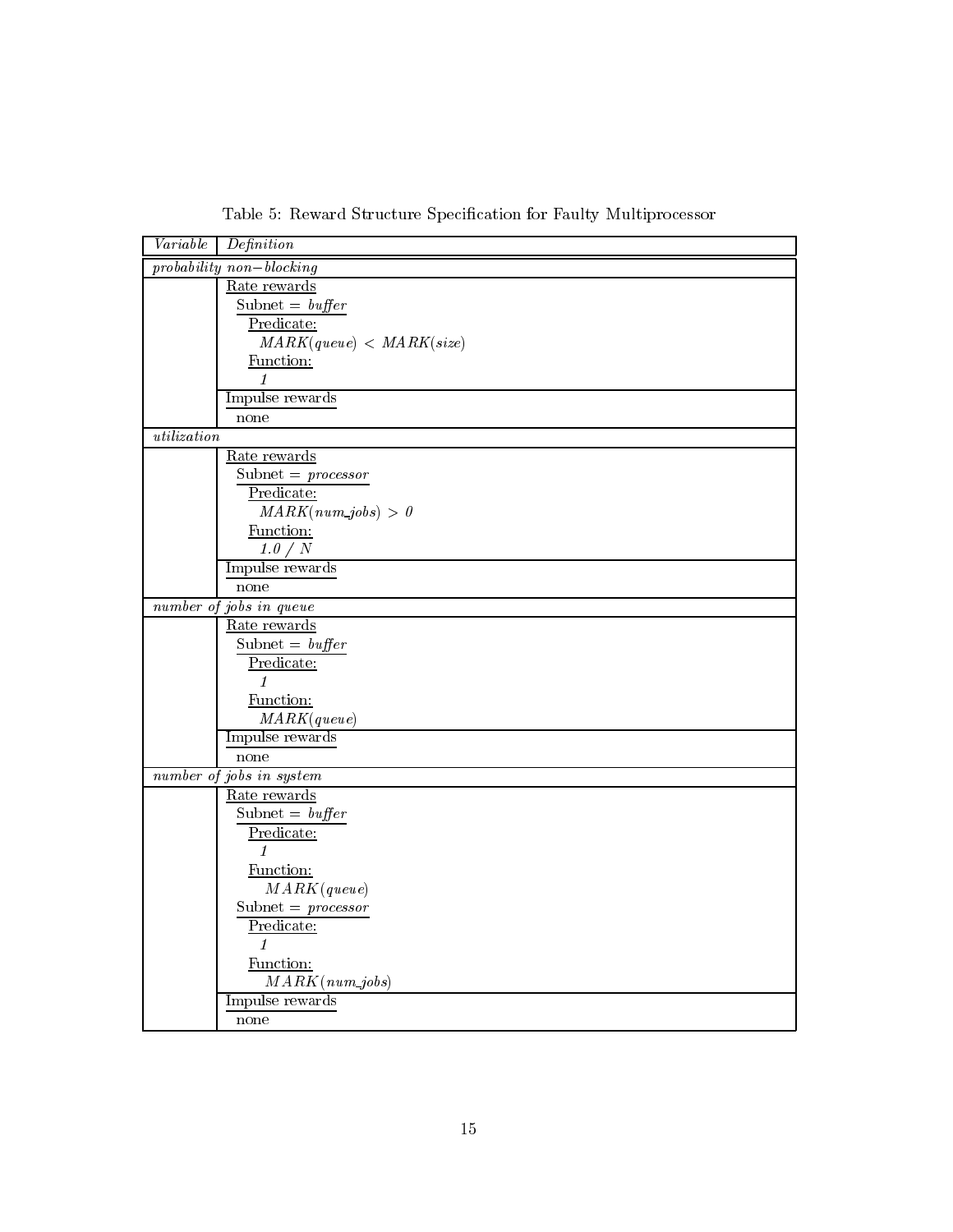Table 5: Reward Structure Specification for Faulty Multiprocessor

| *Variable* | *Definition* |
|---|---|
| *probability non−blocking* | |
| | Rate rewards<br>Subnet = *buffer*<br>Predicate:<br>$MARK(queue) < MARK(size)$<br>Function:<br>*1* |
| | Impulse rewards<br>none |
| *utilization* | |
| | Rate rewards<br>Subnet = *processor*<br>Predicate:<br>$MARK(num\_jobs) > 0$<br>Function:<br>*1.0 / N* |
| | Impulse rewards<br>none |
| *number of jobs in queue* | |
| | Rate rewards<br>Subnet = *buffer*<br>Predicate:<br>*1*<br>Function:<br>$MARK(queue)$ |
| | Impulse rewards<br>none |
| *number of jobs in system* | |
| | Rate rewards<br>Subnet = *buffer*<br>Predicate:<br>*1*<br>Function:<br>$MARK(queue)$<br>Subnet = *processor*<br>Predicate:<br>*1*<br>Function:<br>$MARK(num\_jobs)$ |
| | Impulse rewards<br>none |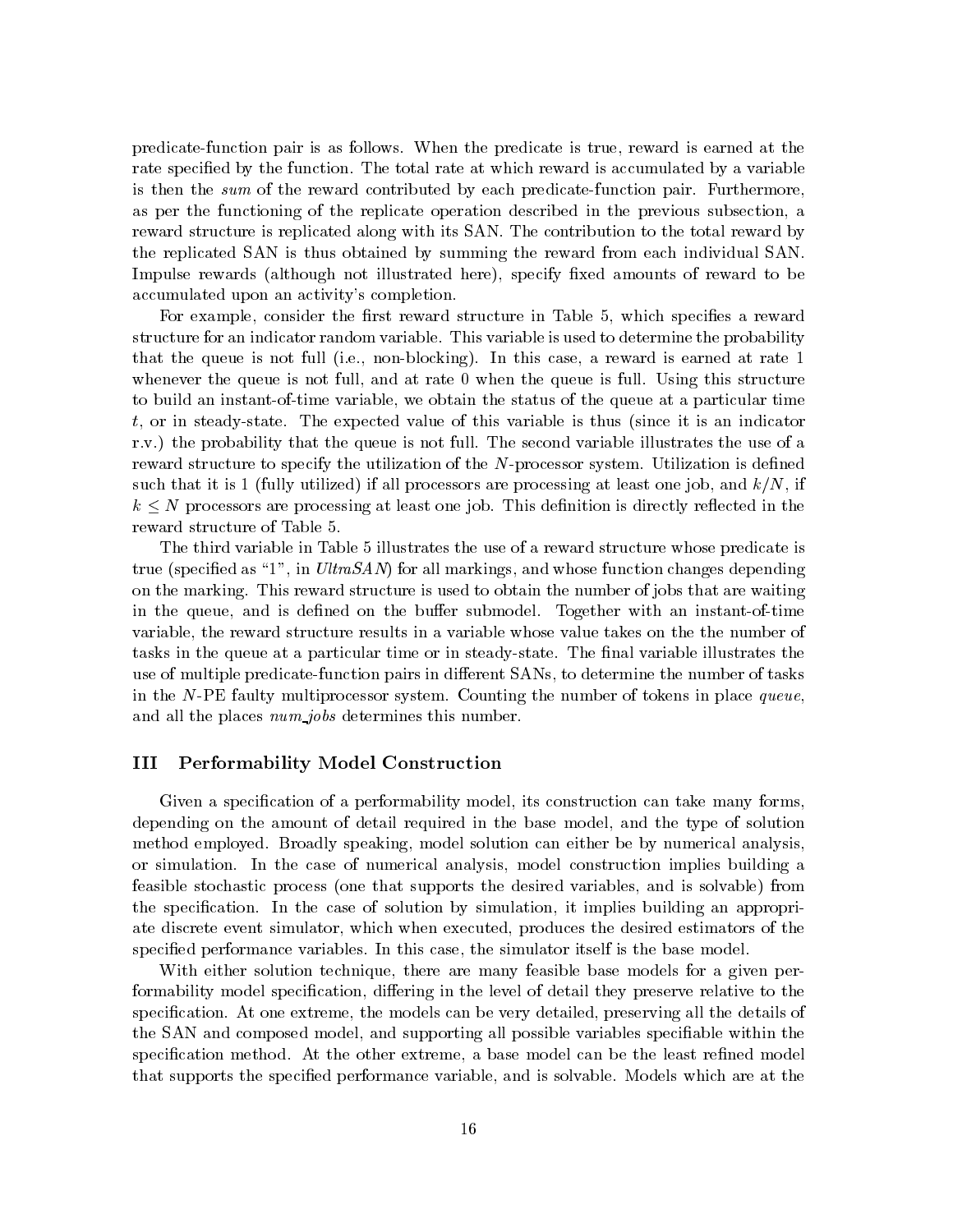predicate-function pair is as follows. When the predicate is true, reward is earned at the rate specified by the function. The total rate at which reward is accumulated by a variable is then the *sum* of the reward contributed by each predicate-function pair. Furthermore, as per the functioning of the replicate operation described in the previous subsection, a reward structure is replicated along with its SAN. The contribution to the total reward by the replicated SAN is thus obtained by summing the reward from each individual SAN. Impulse rewards (although not illustrated here), specify fixed amounts of reward to be accumulated upon an activity's completion.

For example, consider the first reward structure in Table 5, which specifies a reward structure for an indicator random variable. This variable is used to determine the probability that the queue is not full (i.e., non-blocking). In this case, a reward is earned at rate 1 whenever the queue is not full, and at rate 0 when the queue is full. Using this structure to build an instant-of-time variable, we obtain the status of the queue at a particular time $t$, or in steady-state. The expected value of this variable is thus (since it is an indicator r.v.) the probability that the queue is not full. The second variable illustrates the use of a reward structure to specify the utilization of the $N$-processor system. Utilization is defined such that it is 1 (fully utilized) if all processors are processing at least one job, and $k/N$, if $k \leq N$ processors are processing at least one job. This definition is directly reflected in the reward structure of Table 5.

The third variable in Table 5 illustrates the use of a reward structure whose predicate is true (specified as "1", in *UltraSAN*) for all markings, and whose function changes depending on the marking. This reward structure is used to obtain the number of jobs that are waiting in the queue, and is defined on the buffer submodel. Together with an instant-of-time variable, the reward structure results in a variable whose value takes on the the number of tasks in the queue at a particular time or in steady-state. The final variable illustrates the use of multiple predicate-function pairs in different SANs, to determine the number of tasks in the $N$-PE faulty multiprocessor system. Counting the number of tokens in place *queue*, and all the places *num_jobs* determines this number.

## III Performability Model Construction

Given a specification of a performability model, its construction can take many forms, depending on the amount of detail required in the base model, and the type of solution method employed. Broadly speaking, model solution can either be by numerical analysis, or simulation. In the case of numerical analysis, model construction implies building a feasible stochastic process (one that supports the desired variables, and is solvable) from the specification. In the case of solution by simulation, it implies building an appropriate discrete event simulator, which when executed, produces the desired estimators of the specified performance variables. In this case, the simulator itself is the base model.

With either solution technique, there are many feasible base models for a given performability model specification, differing in the level of detail they preserve relative to the specification. At one extreme, the models can be very detailed, preserving all the details of the SAN and composed model, and supporting all possible variables specifiable within the specification method. At the other extreme, a base model can be the least refined model that supports the specified performance variable, and is solvable. Models which are at the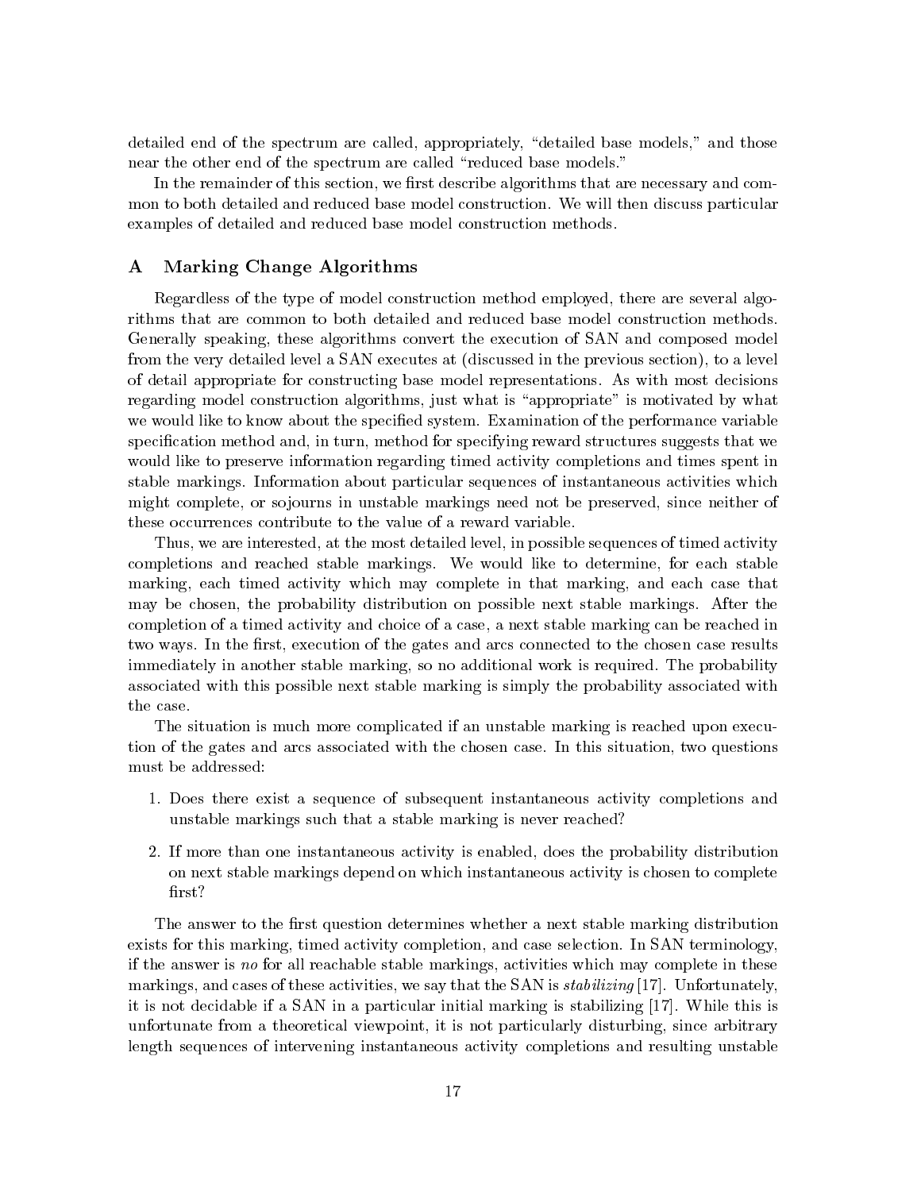detailed end of the spectrum are called, appropriately, "detailed base models," and those near the other end of the spectrum are called "reduced base models."

In the remainder of this section, we first describe algorithms that are necessary and common to both detailed and reduced base model construction. We will then discuss particular examples of detailed and reduced base model construction methods.

## A Marking Change Algorithms

Regardless of the type of model construction method employed, there are several algorithms that are common to both detailed and reduced base model construction methods. Generally speaking, these algorithms convert the execution of SAN and composed model from the very detailed level a SAN executes at (discussed in the previous section), to a level of detail appropriate for constructing base model representations. As with most decisions regarding model construction algorithms, just what is "appropriate" is motivated by what we would like to know about the specified system. Examination of the performance variable specification method and, in turn, method for specifying reward structures suggests that we would like to preserve information regarding timed activity completions and times spent in stable markings. Information about particular sequences of instantaneous activities which might complete, or sojourns in unstable markings need not be preserved, since neither of these occurrences contribute to the value of a reward variable.

Thus, we are interested, at the most detailed level, in possible sequences of timed activity completions and reached stable markings. We would like to determine, for each stable marking, each timed activity which may complete in that marking, and each case that may be chosen, the probability distribution on possible next stable markings. After the completion of a timed activity and choice of a case, a next stable marking can be reached in two ways. In the first, execution of the gates and arcs connected to the chosen case results immediately in another stable marking, so no additional work is required. The probability associated with this possible next stable marking is simply the probability associated with the case.

The situation is much more complicated if an unstable marking is reached upon execution of the gates and arcs associated with the chosen case. In this situation, two questions must be addressed:

1. Does there exist a sequence of subsequent instantaneous activity completions and unstable markings such that a stable marking is never reached?
2. If more than one instantaneous activity is enabled, does the probability distribution on next stable markings depend on which instantaneous activity is chosen to complete first?

The answer to the first question determines whether a next stable marking distribution exists for this marking, timed activity completion, and case selection. In SAN terminology, if the answer is *no* for all reachable stable markings, activities which may complete in these markings, and cases of these activities, we say that the SAN is *stabilizing* [17]. Unfortunately, it is not decidable if a SAN in a particular initial marking is stabilizing [17]. While this is unfortunate from a theoretical viewpoint, it is not particularly disturbing, since arbitrary length sequences of intervening instantaneous activity completions and resulting unstable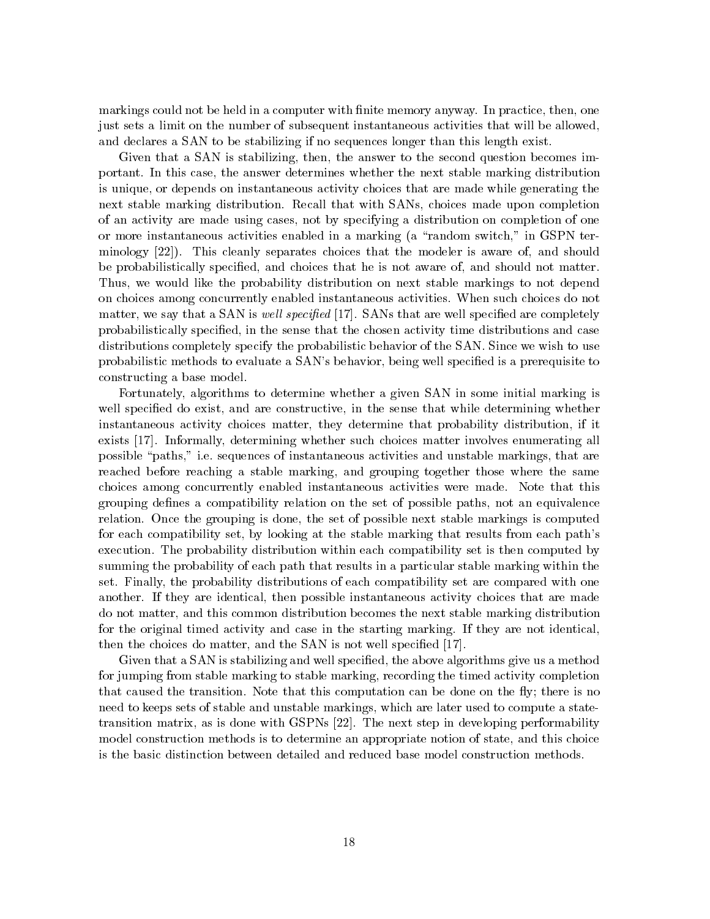markings could not be held in a computer with finite memory anyway. In practice, then, one just sets a limit on the number of subsequent instantaneous activities that will be allowed, and declares a SAN to be stabilizing if no sequences longer than this length exist.

Given that a SAN is stabilizing, then, the answer to the second question becomes important. In this case, the answer determines whether the next stable marking distribution is unique, or depends on instantaneous activity choices that are made while generating the next stable marking distribution. Recall that with SANs, choices made upon completion of an activity are made using cases, not by specifying a distribution on completion of one or more instantaneous activities enabled in a marking (a "random switch," in GSPN terminology [22]). This cleanly separates choices that the modeler is aware of, and should be probabilistically specified, and choices that he is not aware of, and should not matter. Thus, we would like the probability distribution on next stable markings to not depend on choices among concurrently enabled instantaneous activities. When such choices do not matter, we say that a SAN is *well specified* [17]. SANs that are well specified are completely probabilistically specified, in the sense that the chosen activity time distributions and case distributions completely specify the probabilistic behavior of the SAN. Since we wish to use probabilistic methods to evaluate a SAN's behavior, being well specified is a prerequisite to constructing a base model.

Fortunately, algorithms to determine whether a given SAN in some initial marking is well specified do exist, and are constructive, in the sense that while determining whether instantaneous activity choices matter, they determine that probability distribution, if it exists [17]. Informally, determining whether such choices matter involves enumerating all possible "paths," i.e. sequences of instantaneous activities and unstable markings, that are reached before reaching a stable marking, and grouping together those where the same choices among concurrently enabled instantaneous activities were made. Note that this grouping defines a compatibility relation on the set of possible paths, not an equivalence relation. Once the grouping is done, the set of possible next stable markings is computed for each compatibility set, by looking at the stable marking that results from each path's execution. The probability distribution within each compatibility set is then computed by summing the probability of each path that results in a particular stable marking within the set. Finally, the probability distributions of each compatibility set are compared with one another. If they are identical, then possible instantaneous activity choices that are made do not matter, and this common distribution becomes the next stable marking distribution for the original timed activity and case in the starting marking. If they are not identical, then the choices do matter, and the SAN is not well specified [17].

Given that a SAN is stabilizing and well specified, the above algorithms give us a method for jumping from stable marking to stable marking, recording the timed activity completion that caused the transition. Note that this computation can be done on the fly; there is no need to keeps sets of stable and unstable markings, which are later used to compute a state-transition matrix, as is done with GSPNs [22]. The next step in developing performability model construction methods is to determine an appropriate notion of state, and this choice is the basic distinction between detailed and reduced base model construction methods.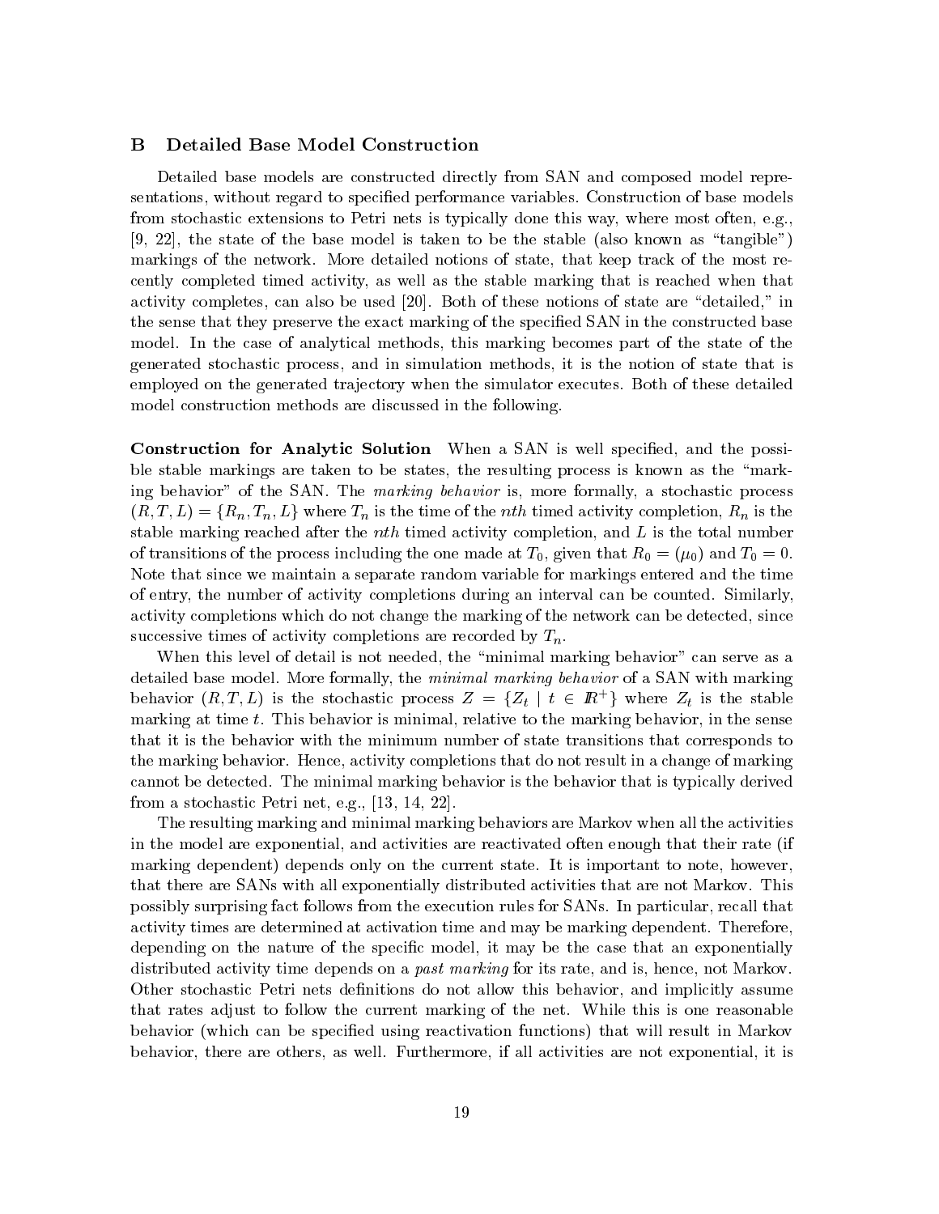## B Detailed Base Model Construction

Detailed base models are constructed directly from SAN and composed model representations, without regard to specified performance variables. Construction of base models from stochastic extensions to Petri nets is typically done this way, where most often, e.g., [9, 22], the state of the base model is taken to be the stable (also known as "tangible") markings of the network. More detailed notions of state, that keep track of the most recently completed timed activity, as well as the stable marking that is reached when that activity completes, can also be used [20]. Both of these notions of state are "detailed," in the sense that they preserve the exact marking of the specified SAN in the constructed base model. In the case of analytical methods, this marking becomes part of the state of the generated stochastic process, and in simulation methods, it is the notion of state that is employed on the generated trajectory when the simulator executes. Both of these detailed model construction methods are discussed in the following.

**Construction for Analytic Solution** When a SAN is well specified, and the possible stable markings are taken to be states, the resulting process is known as the "marking behavior" of the SAN. The *marking behavior* is, more formally, a stochastic process $(R, T, L) = \{R_n, T_n, L\}$ where $T_n$ is the time of the $nth$ timed activity completion, $R_n$ is the stable marking reached after the $nth$ timed activity completion, and $L$ is the total number of transitions of the process including the one made at $T_0$, given that $R_0 = (\mu_0)$ and $T_0 = 0$. Note that since we maintain a separate random variable for markings entered and the time of entry, the number of activity completions during an interval can be counted. Similarly, activity completions which do not change the marking of the network can be detected, since successive times of activity completions are recorded by $T_n$.

When this level of detail is not needed, the "minimal marking behavior" can serve as a detailed base model. More formally, the *minimal marking behavior* of a SAN with marking behavior $(R, T, L)$ is the stochastic process $Z = \{Z_t \mid t \in I\!R^+\}$ where $Z_t$ is the stable marking at time $t$. This behavior is minimal, relative to the marking behavior, in the sense that it is the behavior with the minimum number of state transitions that corresponds to the marking behavior. Hence, activity completions that do not result in a change of marking cannot be detected. The minimal marking behavior is the behavior that is typically derived from a stochastic Petri net, e.g., [13, 14, 22].

The resulting marking and minimal marking behaviors are Markov when all the activities in the model are exponential, and activities are reactivated often enough that their rate (if marking dependent) depends only on the current state. It is important to note, however, that there are SANs with all exponentially distributed activities that are not Markov. This possibly surprising fact follows from the execution rules for SANs. In particular, recall that activity times are determined at activation time and may be marking dependent. Therefore, depending on the nature of the specific model, it may be the case that an exponentially distributed activity time depends on a *past marking* for its rate, and is, hence, not Markov. Other stochastic Petri nets definitions do not allow this behavior, and implicitly assume that rates adjust to follow the current marking of the net. While this is one reasonable behavior (which can be specified using reactivation functions) that will result in Markov behavior, there are others, as well. Furthermore, if all activities are not exponential, it is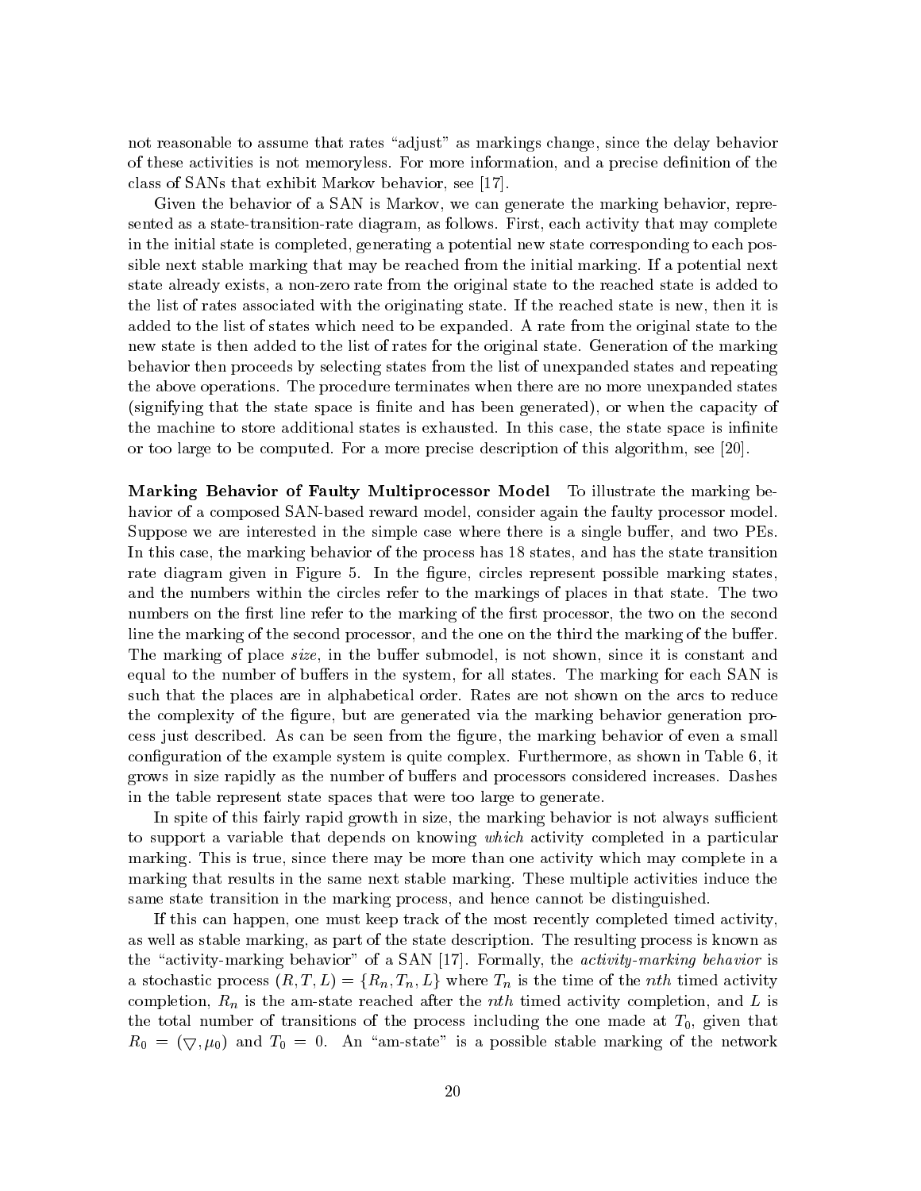not reasonable to assume that rates "adjust" as markings change, since the delay behavior of these activities is not memoryless. For more information, and a precise definition of the class of SANs that exhibit Markov behavior, see [17].

Given the behavior of a SAN is Markov, we can generate the marking behavior, represented as a state-transition-rate diagram, as follows. First, each activity that may complete in the initial state is completed, generating a potential new state corresponding to each possible next stable marking that may be reached from the initial marking. If a potential next state already exists, a non-zero rate from the original state to the reached state is added to the list of rates associated with the originating state. If the reached state is new, then it is added to the list of states which need to be expanded. A rate from the original state to the new state is then added to the list of rates for the original state. Generation of the marking behavior then proceeds by selecting states from the list of unexpanded states and repeating the above operations. The procedure terminates when there are no more unexpanded states (signifying that the state space is finite and has been generated), or when the capacity of the machine to store additional states is exhausted. In this case, the state space is infinite or too large to be computed. For a more precise description of this algorithm, see [20].

**Marking Behavior of Faulty Multiprocessor Model** To illustrate the marking behavior of a composed SAN-based reward model, consider again the faulty processor model. Suppose we are interested in the simple case where there is a single buffer, and two PEs. In this case, the marking behavior of the process has 18 states, and has the state transition rate diagram given in Figure 5. In the figure, circles represent possible marking states, and the numbers within the circles refer to the markings of places in that state. The two numbers on the first line refer to the marking of the first processor, the two on the second line the marking of the second processor, and the one on the third the marking of the buffer. The marking of place *size*, in the buffer submodel, is not shown, since it is constant and equal to the number of buffers in the system, for all states. The marking for each SAN is such that the places are in alphabetical order. Rates are not shown on the arcs to reduce the complexity of the figure, but are generated via the marking behavior generation process just described. As can be seen from the figure, the marking behavior of even a small configuration of the example system is quite complex. Furthermore, as shown in Table 6, it grows in size rapidly as the number of buffers and processors considered increases. Dashes in the table represent state spaces that were too large to generate.

In spite of this fairly rapid growth in size, the marking behavior is not always sufficient to support a variable that depends on knowing *which* activity completed in a particular marking. This is true, since there may be more than one activity which may complete in a marking that results in the same next stable marking. These multiple activities induce the same state transition in the marking process, and hence cannot be distinguished.

If this can happen, one must keep track of the most recently completed timed activity, as well as stable marking, as part of the state description. The resulting process is known as the "activity-marking behavior" of a SAN [17]. Formally, the *activity-marking behavior* is a stochastic process $(R, T, L) = \{R_n, T_n, L\}$ where $T_n$ is the time of the $nth$ timed activity completion, $R_n$ is the am-state reached after the $nth$ timed activity completion, and $L$ is the total number of transitions of the process including the one made at $T_0$, given that $R_0 = (\bigtriangledown, \mu_0)$ and $T_0 = 0$. An "am-state" is a possible stable marking of the network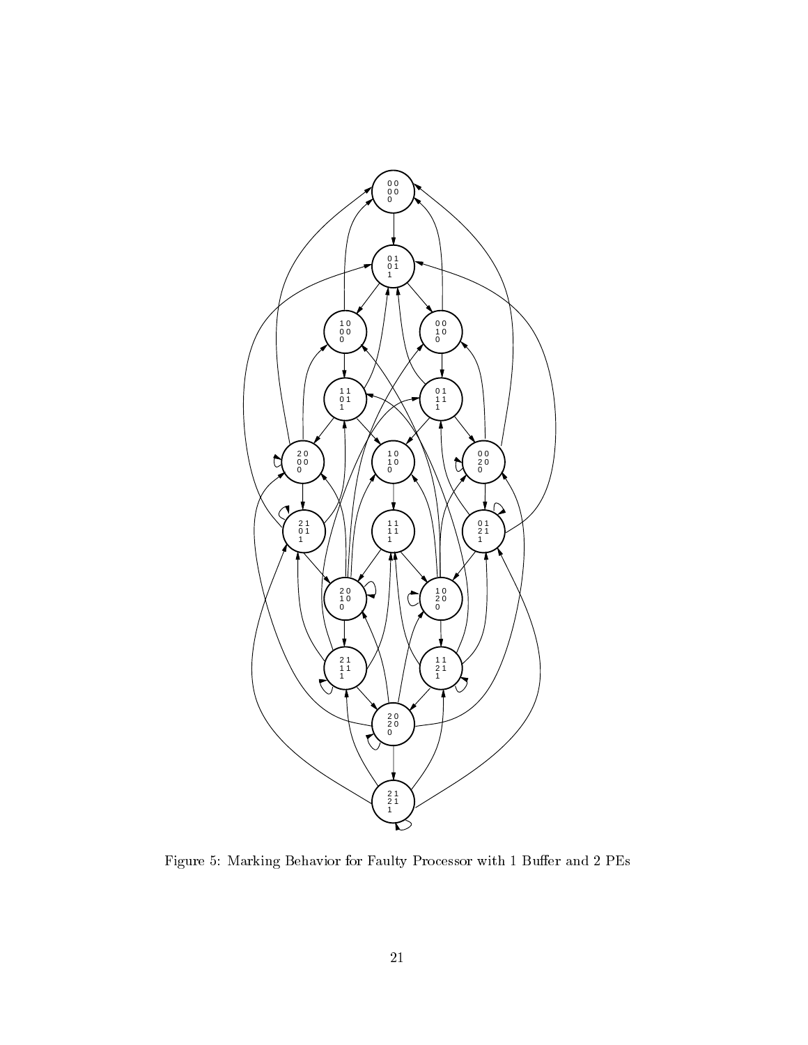Figure 5: Marking Behavior for Faulty Processor with 1 Buffer and 2 PEs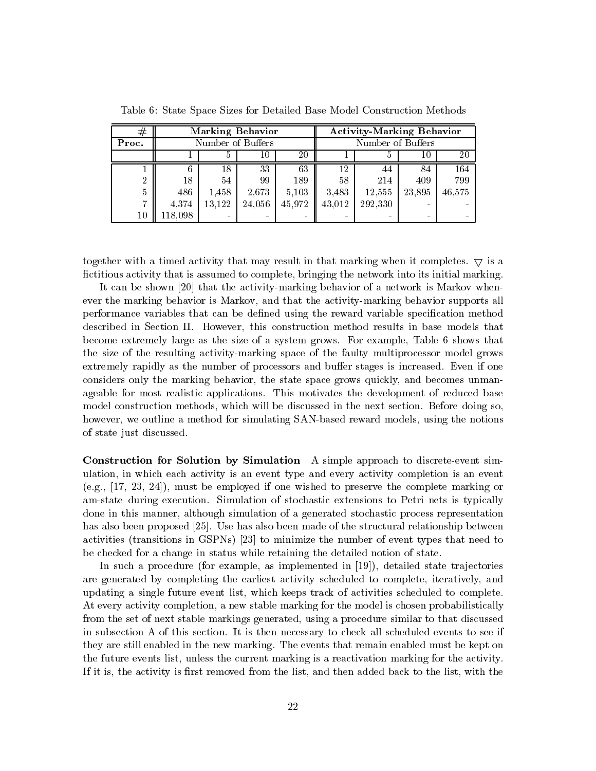Table 6: State Space Sizes for Detailed Base Model Construction Methods

| # | Marking Behavior | | | | Activity-Marking Behavior | | | |
|---|---|---|---|---|---|---|---|---|
| **Proc.** | Number of Buffers | | | | Number of Buffers | | | |
| | 1 | 5 | 10 | 20 | 1 | 5 | 10 | 20 |
| 1 | 6 | 18 | 33 | 63 | 12 | 44 | 84 | 164 |
| 2 | 18 | 54 | 99 | 189 | 58 | 214 | 409 | 799 |
| 5 | 486 | 1,458 | 2,673 | 5,103 | 3,483 | 12,555 | 23,895 | 46,575 |
| 7 | 4,374 | 13,122 | 24,056 | 45,972 | 43,012 | 292,330 | - | - |
| 10 | 118,098 | - | - | - | - | - | - | - |

together with a timed activity that may result in that marking when it completes. $\bigtriangledown$ is a fictitious activity that is assumed to complete, bringing the network into its initial marking.

It can be shown [20] that the activity-marking behavior of a network is Markov whenever the marking behavior is Markov, and that the activity-marking behavior supports all performance variables that can be defined using the reward variable specification method described in Section II. However, this construction method results in base models that become extremely large as the size of a system grows. For example, Table 6 shows that the size of the resulting activity-marking space of the faulty multiprocessor model grows extremely rapidly as the number of processors and buffer stages is increased. Even if one considers only the marking behavior, the state space grows quickly, and becomes unmanageable for most realistic applications. This motivates the development of reduced base model construction methods, which will be discussed in the next section. Before doing so, however, we outline a method for simulating SAN-based reward models, using the notions of state just discussed.

**Construction for Solution by Simulation** A simple approach to discrete-event simulation, in which each activity is an event type and every activity completion is an event (e.g., [17, 23, 24]), must be employed if one wished to preserve the complete marking or am-state during execution. Simulation of stochastic extensions to Petri nets is typically done in this manner, although simulation of a generated stochastic process representation has also been proposed [25]. Use has also been made of the structural relationship between activities (transitions in GSPNs) [23] to minimize the number of event types that need to be checked for a change in status while retaining the detailed notion of state.

In such a procedure (for example, as implemented in [19]), detailed state trajectories are generated by completing the earliest activity scheduled to complete, iteratively, and updating a single future event list, which keeps track of activities scheduled to complete. At every activity completion, a new stable marking for the model is chosen probabilistically from the set of next stable markings generated, using a procedure similar to that discussed in subsection A of this section. It is then necessary to check all scheduled events to see if they are still enabled in the new marking. The events that remain enabled must be kept on the future events list, unless the current marking is a reactivation marking for the activity. If it is, the activity is first removed from the list, and then added back to the list, with the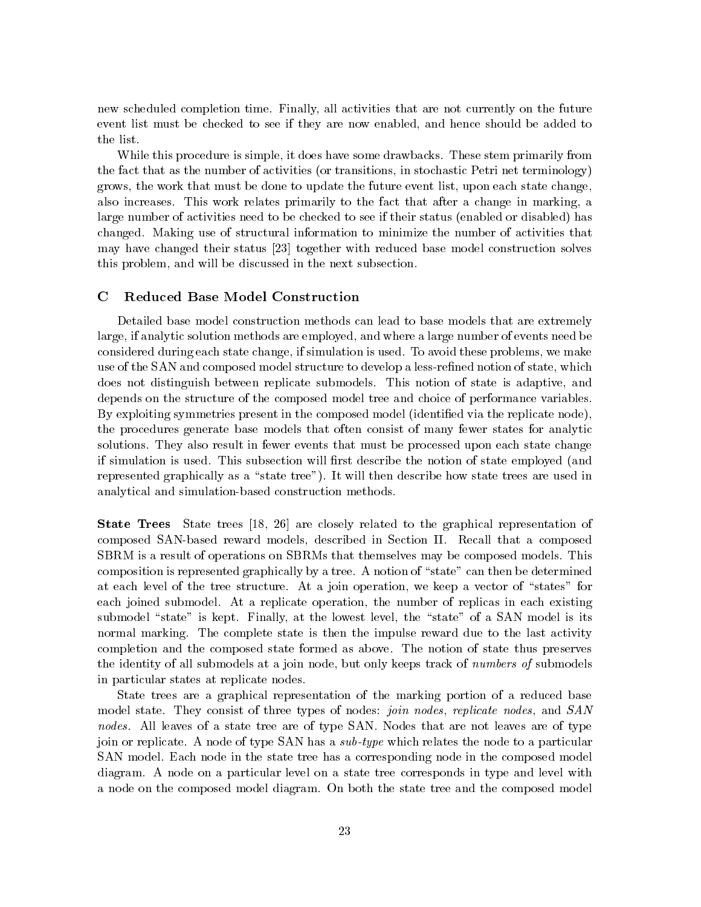new scheduled completion time. Finally, all activities that are not currently on the future event list must be checked to see if they are now enabled, and hence should be added to the list.

While this procedure is simple, it does have some drawbacks. These stem primarily from the fact that as the number of activities (or transitions, in stochastic Petri net terminology) grows, the work that must be done to update the future event list, upon each state change, also increases. This work relates primarily to the fact that after a change in marking, a large number of activities need to be checked to see if their status (enabled or disabled) has changed. Making use of structural information to minimize the number of activities that may have changed their status [23] together with reduced base model construction solves this problem, and will be discussed in the next subsection.

## C Reduced Base Model Construction

Detailed base model construction methods can lead to base models that are extremely large, if analytic solution methods are employed, and where a large number of events need be considered during each state change, if simulation is used. To avoid these problems, we make use of the SAN and composed model structure to develop a less-refined notion of state, which does not distinguish between replicate submodels. This notion of state is adaptive, and depends on the structure of the composed model tree and choice of performance variables. By exploiting symmetries present in the composed model (identified via the replicate node), the procedures generate base models that often consist of many fewer states for analytic solutions. They also result in fewer events that must be processed upon each state change if simulation is used. This subsection will first describe the notion of state employed (and represented graphically as a "state tree"). It will then describe how state trees are used in analytical and simulation-based construction methods.

**State Trees** State trees [18, 26] are closely related to the graphical representation of composed SAN-based reward models, described in Section II. Recall that a composed SBRM is a result of operations on SBRMs that themselves may be composed models. This composition is represented graphically by a tree. A notion of "state" can then be determined at each level of the tree structure. At a join operation, we keep a vector of "states" for each joined submodel. At a replicate operation, the number of replicas in each existing submodel "state" is kept. Finally, at the lowest level, the "state" of a SAN model is its normal marking. The complete state is then the impulse reward due to the last activity completion and the composed state formed as above. The notion of state thus preserves the identity of all submodels at a join node, but only keeps track of *numbers of* submodels in particular states at replicate nodes.

State trees are a graphical representation of the marking portion of a reduced base model state. They consist of three types of nodes: *join nodes*, *replicate nodes*, and *SAN nodes*. All leaves of a state tree are of type SAN. Nodes that are not leaves are of type join or replicate. A node of type SAN has a *sub-type* which relates the node to a particular SAN model. Each node in the state tree has a corresponding node in the composed model diagram. A node on a particular level on a state tree corresponds in type and level with a node on the composed model diagram. On both the state tree and the composed model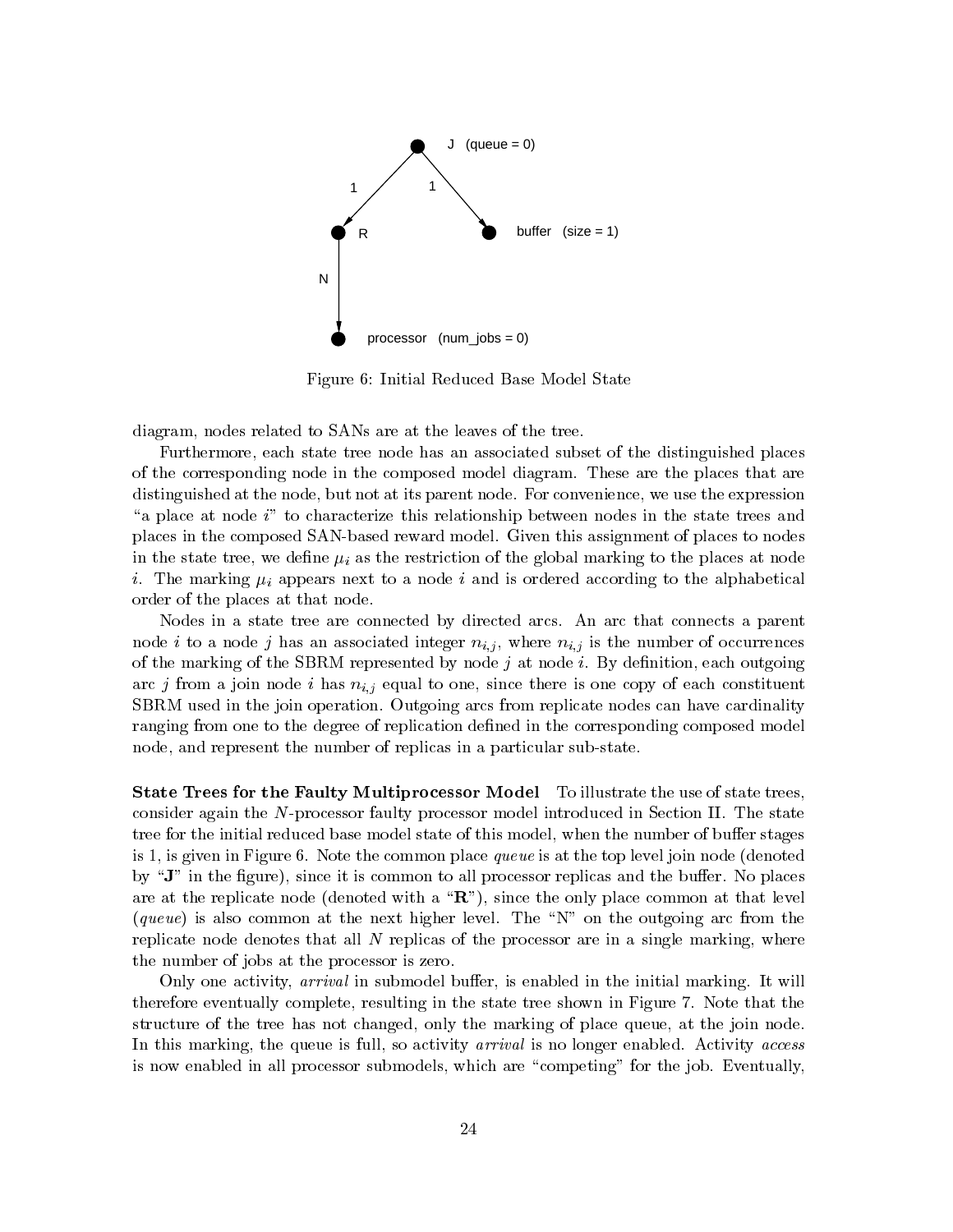J (queue = 0)

1 1

R

buffer (size = 1)

N

processor (num_jobs = 0)

Figure 6: Initial Reduced Base Model State

diagram, nodes related to SANs are at the leaves of the tree.

Furthermore, each state tree node has an associated subset of the distinguished places of the corresponding node in the composed model diagram. These are the places that are distinguished at the node, but not at its parent node. For convenience, we use the expression "a place at node $i$" to characterize this relationship between nodes in the state trees and places in the composed SAN-based reward model. Given this assignment of places to nodes in the state tree, we define $\mu_i$ as the restriction of the global marking to the places at node $i$. The marking $\mu_i$ appears next to a node $i$ and is ordered according to the alphabetical order of the places at that node.

Nodes in a state tree are connected by directed arcs. An arc that connects a parent node $i$ to a node $j$ has an associated integer $n_{i,j}$, where $n_{i,j}$ is the number of occurrences of the marking of the SBRM represented by node $j$ at node $i$. By definition, each outgoing arc $j$ from a join node $i$ has $n_{i,j}$ equal to one, since there is one copy of each constituent SBRM used in the join operation. Outgoing arcs from replicate nodes can have cardinality ranging from one to the degree of replication defined in the corresponding composed model node, and represent the number of replicas in a particular sub-state.

**State Trees for the Faulty Multiprocessor Model** To illustrate the use of state trees, consider again the $N$-processor faulty processor model introduced in Section II. The state tree for the initial reduced base model state of this model, when the number of buffer stages is 1, is given in Figure 6. Note the common place *queue* is at the top level join node (denoted by "**J**" in the figure), since it is common to all processor replicas and the buffer. No places are at the replicate node (denoted with a "**R**"), since the only place common at that level (*queue*) is also common at the next higher level. The "N" on the outgoing arc from the replicate node denotes that all $N$ replicas of the processor are in a single marking, where the number of jobs at the processor is zero.

Only one activity, *arrival* in submodel buffer, is enabled in the initial marking. It will therefore eventually complete, resulting in the state tree shown in Figure 7. Note that the structure of the tree has not changed, only the marking of place queue, at the join node. In this marking, the queue is full, so activity *arrival* is no longer enabled. Activity *access* is now enabled in all processor submodels, which are "competing" for the job. Eventually,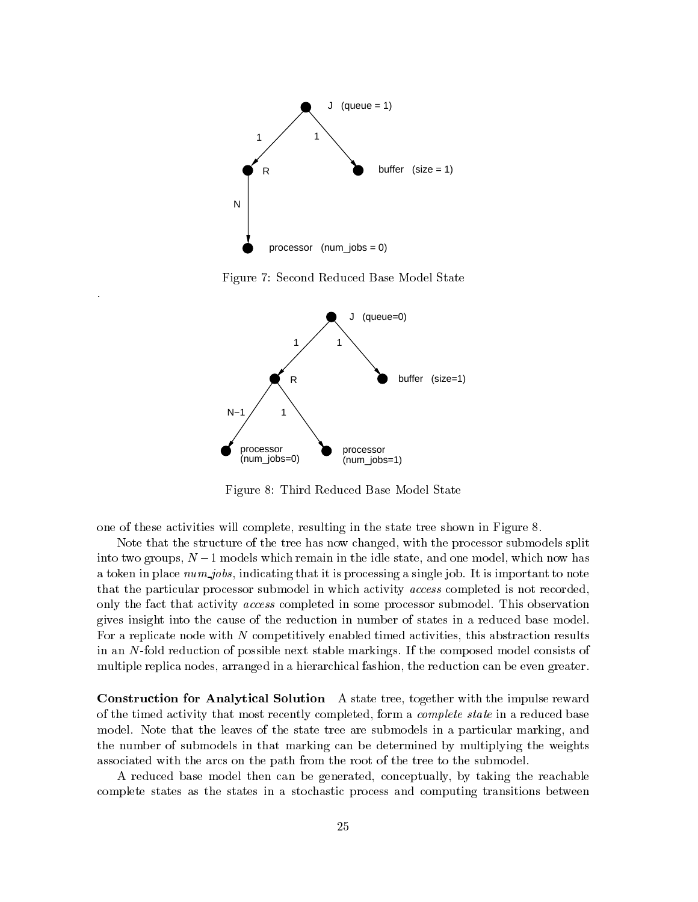Figure 7: Second Reduced Base Model State

Figure 8: Third Reduced Base Model State

one of these activities will complete, resulting in the state tree shown in Figure 8.

Note that the structure of the tree has now changed, with the processor submodels split into two groups, $N-1$ models which remain in the idle state, and one model, which now has a token in place *num_jobs*, indicating that it is processing a single job. It is important to note that the particular processor submodel in which activity *access* completed is not recorded, only the fact that activity *access* completed in some processor submodel. This observation gives insight into the cause of the reduction in number of states in a reduced base model. For a replicate node with $N$ competitively enabled timed activities, this abstraction results in an $N$-fold reduction of possible next stable markings. If the composed model consists of multiple replica nodes, arranged in a hierarchical fashion, the reduction can be even greater.

**Construction for Analytical Solution** A state tree, together with the impulse reward of the timed activity that most recently completed, form a *complete state* in a reduced base model. Note that the leaves of the state tree are submodels in a particular marking, and the number of submodels in that marking can be determined by multiplying the weights associated with the arcs on the path from the root of the tree to the submodel.

A reduced base model then can be generated, conceptually, by taking the reachable complete states as the states in a stochastic process and computing transitions between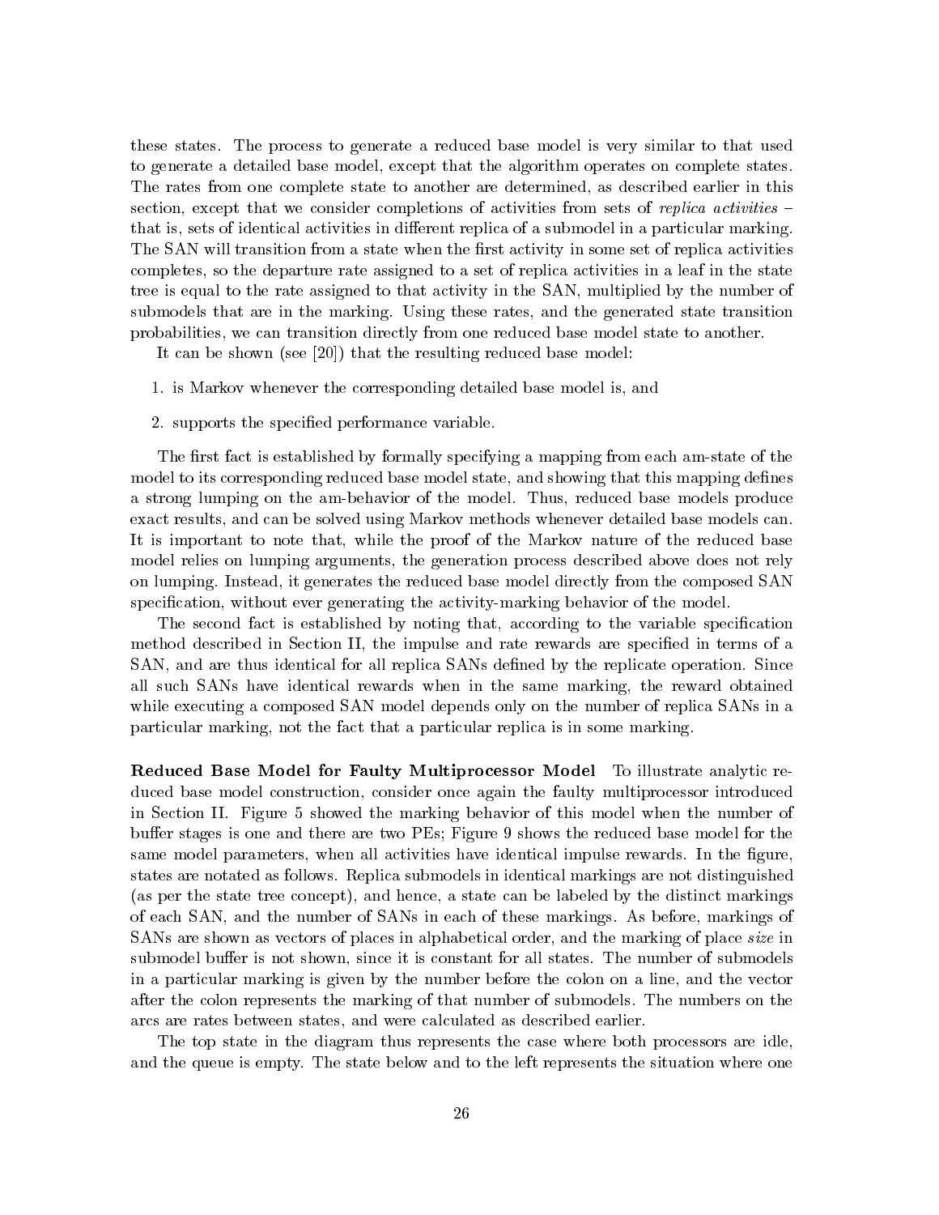these states. The process to generate a reduced base model is very similar to that used to generate a detailed base model, except that the algorithm operates on complete states. The rates from one complete state to another are determined, as described earlier in this section, except that we consider completions of activities from sets of *replica activities* – that is, sets of identical activities in different replica of a submodel in a particular marking. The SAN will transition from a state when the first activity in some set of replica activities completes, so the departure rate assigned to a set of replica activities in a leaf in the state tree is equal to the rate assigned to that activity in the SAN, multiplied by the number of submodels that are in the marking. Using these rates, and the generated state transition probabilities, we can transition directly from one reduced base model state to another.

It can be shown (see [20]) that the resulting reduced base model:

1. is Markov whenever the corresponding detailed base model is, and
2. supports the specified performance variable.

The first fact is established by formally specifying a mapping from each am-state of the model to its corresponding reduced base model state, and showing that this mapping defines a strong lumping on the am-behavior of the model. Thus, reduced base models produce exact results, and can be solved using Markov methods whenever detailed base models can. It is important to note that, while the proof of the Markov nature of the reduced base model relies on lumping arguments, the generation process described above does not rely on lumping. Instead, it generates the reduced base model directly from the composed SAN specification, without ever generating the activity-marking behavior of the model.

The second fact is established by noting that, according to the variable specification method described in Section II, the impulse and rate rewards are specified in terms of a SAN, and are thus identical for all replica SANs defined by the replicate operation. Since all such SANs have identical rewards when in the same marking, the reward obtained while executing a composed SAN model depends only on the number of replica SANs in a particular marking, not the fact that a particular replica is in some marking.

**Reduced Base Model for Faulty Multiprocessor Model** To illustrate analytic reduced base model construction, consider once again the faulty multiprocessor introduced in Section II. Figure 5 showed the marking behavior of this model when the number of buffer stages is one and there are two PEs; Figure 9 shows the reduced base model for the same model parameters, when all activities have identical impulse rewards. In the figure, states are notated as follows. Replica submodels in identical markings are not distinguished (as per the state tree concept), and hence, a state can be labeled by the distinct markings of each SAN, and the number of SANs in each of these markings. As before, markings of SANs are shown as vectors of places in alphabetical order, and the marking of place *size* in submodel buffer is not shown, since it is constant for all states. The number of submodels in a particular marking is given by the number before the colon on a line, and the vector after the colon represents the marking of that number of submodels. The numbers on the arcs are rates between states, and were calculated as described earlier.

The top state in the diagram thus represents the case where both processors are idle, and the queue is empty. The state below and to the left represents the situation where one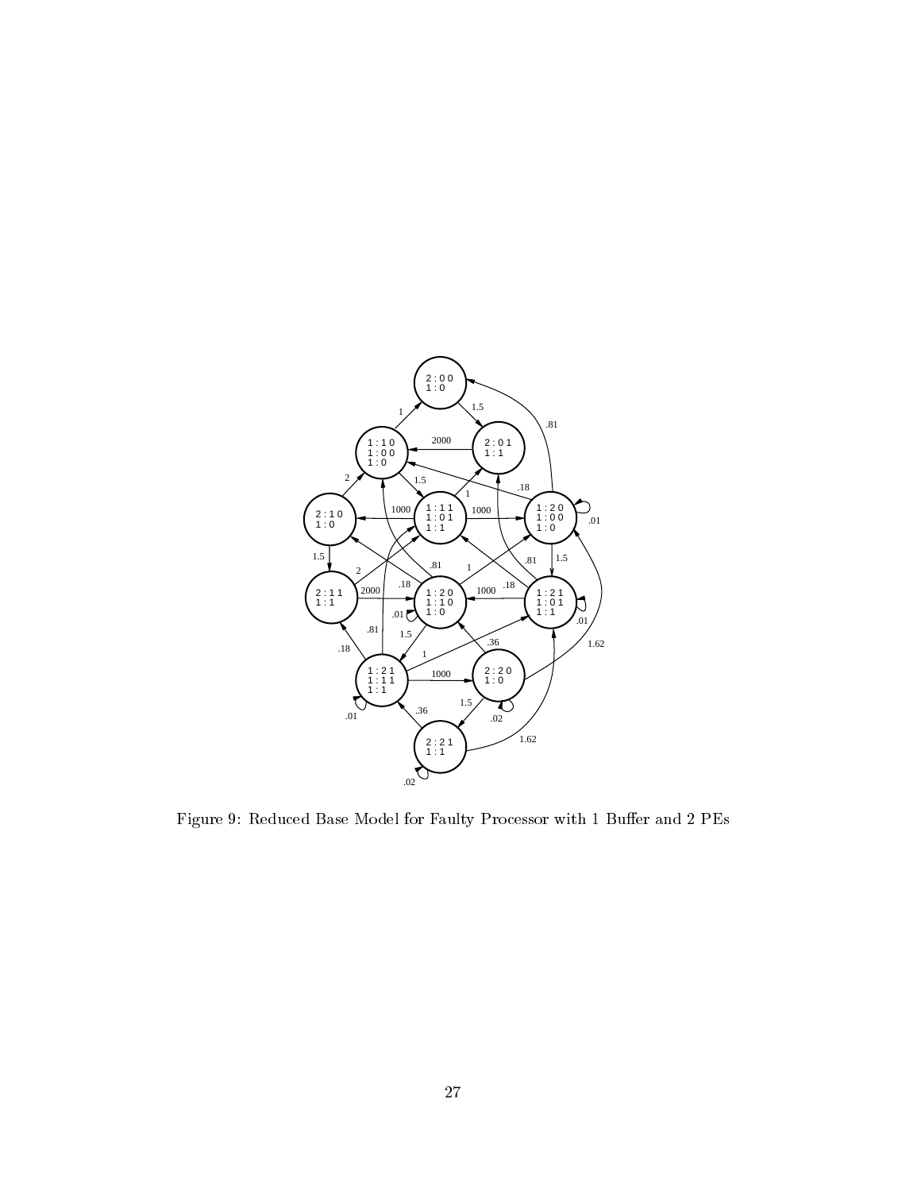Figure 9: Reduced Base Model for Faulty Processor with 1 Buffer and 2 PEs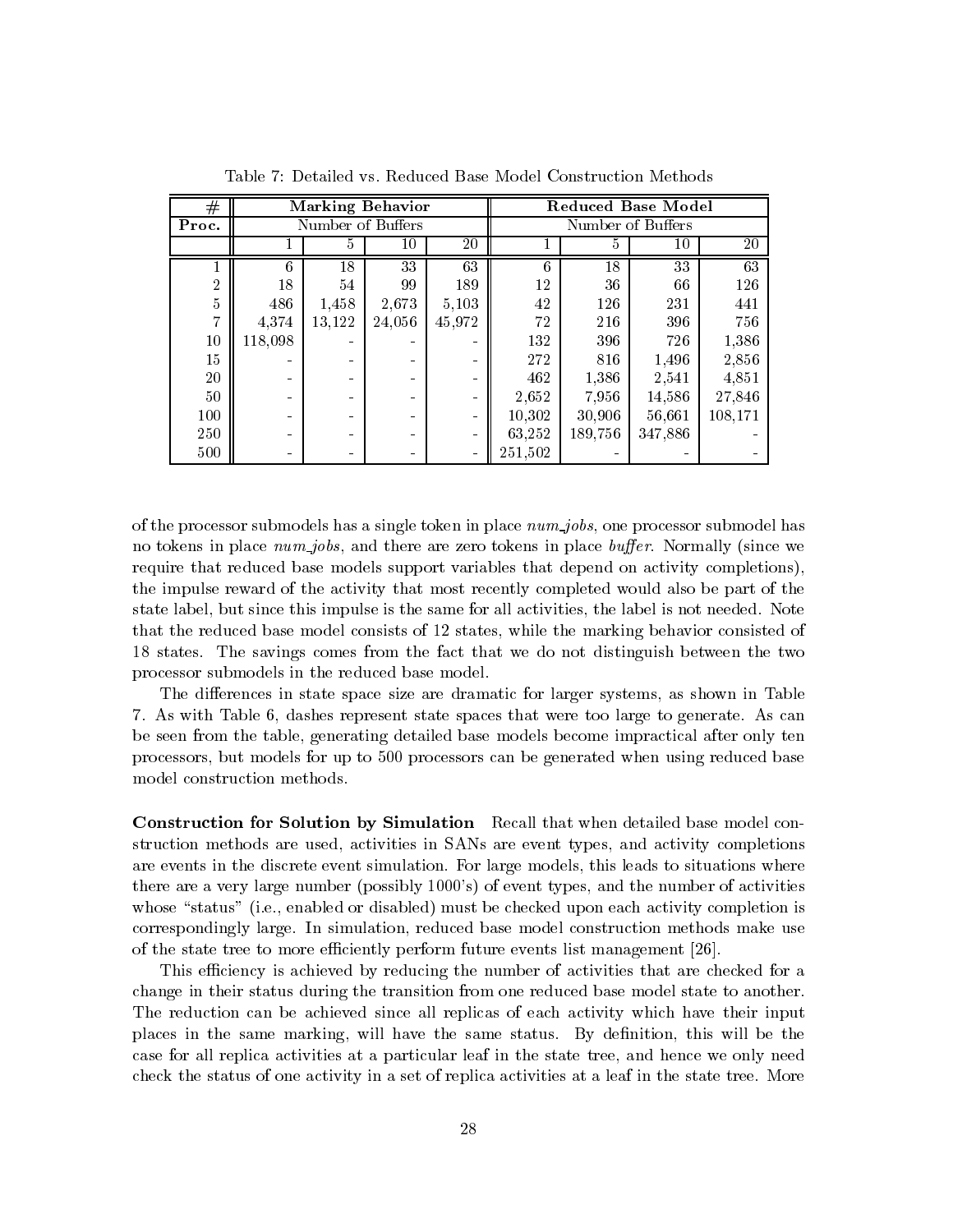Table 7: Detailed vs. Reduced Base Model Construction Methods

| # | **Marking Behavior** | | | | **Reduced Base Model** | | | |
|---|---|---|---|---|---|---|---|---|
| **Proc.** | Number of Buffers | | | | Number of Buffers | | | |
| | 1 | 5 | 10 | 20 | 1 | 5 | 10 | 20 |
| 1 | 6 | 18 | 33 | 63 | 6 | 18 | 33 | 63 |
| 2 | 18 | 54 | 99 | 189 | 12 | 36 | 66 | 126 |
| 5 | 486 | 1,458 | 2,673 | 5,103 | 42 | 126 | 231 | 441 |
| 7 | 4,374 | 13,122 | 24,056 | 45,972 | 72 | 216 | 396 | 756 |
| 10 | 118,098 | - | - | - | 132 | 396 | 726 | 1,386 |
| 15 | - | - | - | - | 272 | 816 | 1,496 | 2,856 |
| 20 | - | - | - | - | 462 | 1,386 | 2,541 | 4,851 |
| 50 | - | - | - | - | 2,652 | 7,956 | 14,586 | 27,846 |
| 100 | - | - | - | - | 10,302 | 30,906 | 56,661 | 108,171 |
| 250 | - | - | - | - | 63,252 | 189,756 | 347,886 | - |
| 500 | - | - | - | - | 251,502 | - | - | - |

of the processor submodels has a single token in place *num_jobs*, one processor submodel has no tokens in place *num_jobs*, and there are zero tokens in place *buffer*. Normally (since we require that reduced base models support variables that depend on activity completions), the impulse reward of the activity that most recently completed would also be part of the state label, but since this impulse is the same for all activities, the label is not needed. Note that the reduced base model consists of 12 states, while the marking behavior consisted of 18 states. The savings comes from the fact that we do not distinguish between the two processor submodels in the reduced base model.

The differences in state space size are dramatic for larger systems, as shown in Table 7. As with Table 6, dashes represent state spaces that were too large to generate. As can be seen from the table, generating detailed base models become impractical after only ten processors, but models for up to 500 processors can be generated when using reduced base model construction methods.

**Construction for Solution by Simulation** Recall that when detailed base model construction methods are used, activities in SANs are event types, and activity completions are events in the discrete event simulation. For large models, this leads to situations where there are a very large number (possibly 1000's) of event types, and the number of activities whose "status" (i.e., enabled or disabled) must be checked upon each activity completion is correspondingly large. In simulation, reduced base model construction methods make use of the state tree to more efficiently perform future events list management [26].

This efficiency is achieved by reducing the number of activities that are checked for a change in their status during the transition from one reduced base model state to another. The reduction can be achieved since all replicas of each activity which have their input places in the same marking, will have the same status. By definition, this will be the case for all replica activities at a particular leaf in the state tree, and hence we only need check the status of one activity in a set of replica activities at a leaf in the state tree. More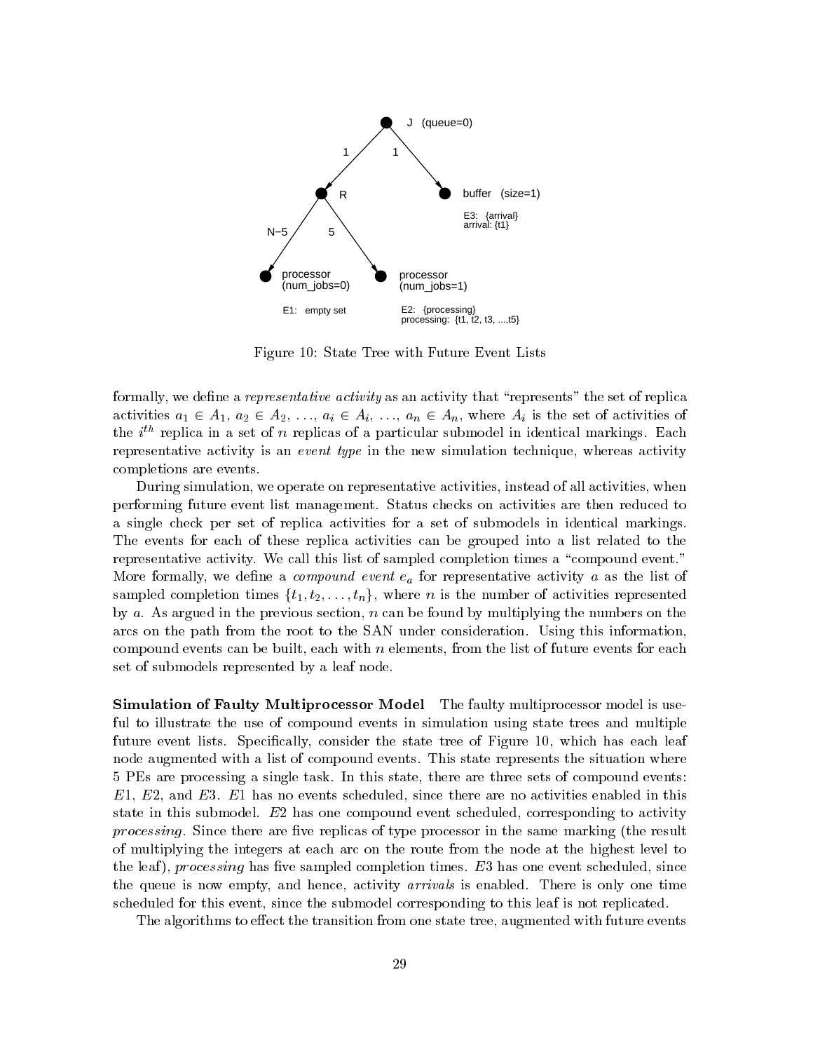Figure 10: State Tree with Future Event Lists

formally, we define a *representative activity* as an activity that "represents" the set of replica activities $a_1 \in A_1$, $a_2 \in A_2$, ..., $a_i \in A_i$, ..., $a_n \in A_n$, where $A_i$ is the set of activities of the $i^{th}$ replica in a set of $n$ replicas of a particular submodel in identical markings. Each representative activity is an *event type* in the new simulation technique, whereas activity completions are events.

During simulation, we operate on representative activities, instead of all activities, when performing future event list management. Status checks on activities are then reduced to a single check per set of replica activities for a set of submodels in identical markings. The events for each of these replica activities can be grouped into a list related to the representative activity. We call this list of sampled completion times a "compound event." More formally, we define a *compound event* $e_a$ for representative activity $a$ as the list of sampled completion times $\{t_1, t_2, \ldots, t_n\}$, where $n$ is the number of activities represented by $a$. As argued in the previous section, $n$ can be found by multiplying the numbers on the arcs on the path from the root to the SAN under consideration. Using this information, compound events can be built, each with $n$ elements, from the list of future events for each set of submodels represented by a leaf node.

**Simulation of Faulty Multiprocessor Model** The faulty multiprocessor model is useful to illustrate the use of compound events in simulation using state trees and multiple future event lists. Specifically, consider the state tree of Figure 10, which has each leaf node augmented with a list of compound events. This state represents the situation where 5 PEs are processing a single task. In this state, there are three sets of compound events: $E1$, $E2$, and $E3$. $E1$ has no events scheduled, since there are no activities enabled in this state in this submodel. $E2$ has one compound event scheduled, corresponding to activity *processing*. Since there are five replicas of type processor in the same marking (the result of multiplying the integers at each arc on the route from the node at the highest level to the leaf), *processing* has five sampled completion times. $E3$ has one event scheduled, since the queue is now empty, and hence, activity *arrivals* is enabled. There is only one time scheduled for this event, since the submodel corresponding to this leaf is not replicated.

The algorithms to effect the transition from one state tree, augmented with future events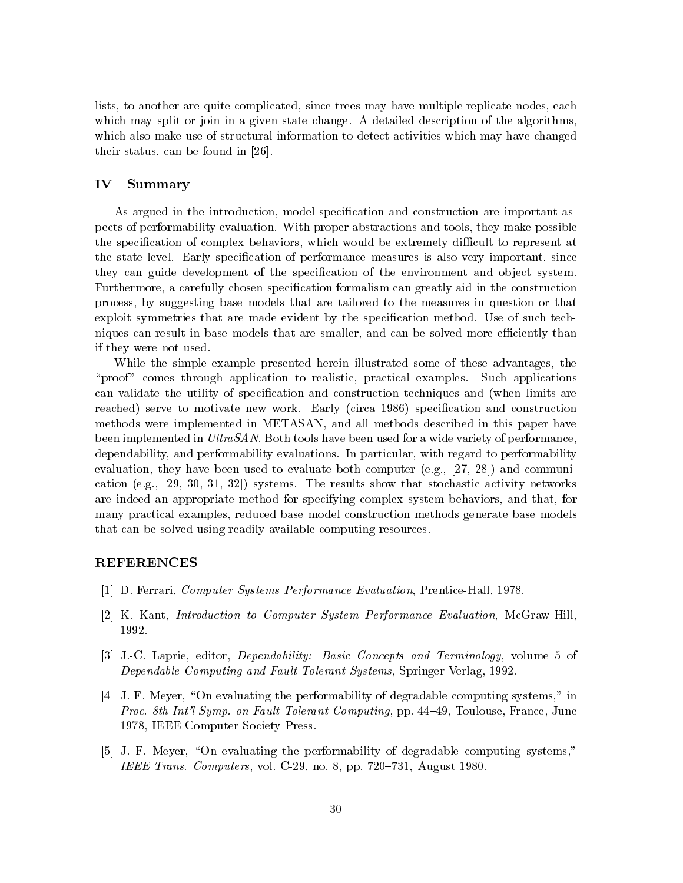lists, to another are quite complicated, since trees may have multiple replicate nodes, each which may split or join in a given state change. A detailed description of the algorithms, which also make use of structural information to detect activities which may have changed their status, can be found in [26].

## IV Summary

As argued in the introduction, model specification and construction are important aspects of performability evaluation. With proper abstractions and tools, they make possible the specification of complex behaviors, which would be extremely difficult to represent at the state level. Early specification of performance measures is also very important, since they can guide development of the specification of the environment and object system. Furthermore, a carefully chosen specification formalism can greatly aid in the construction process, by suggesting base models that are tailored to the measures in question or that exploit symmetries that are made evident by the specification method. Use of such techniques can result in base models that are smaller, and can be solved more efficiently than if they were not used.

While the simple example presented herein illustrated some of these advantages, the "proof" comes through application to realistic, practical examples. Such applications can validate the utility of specification and construction techniques and (when limits are reached) serve to motivate new work. Early (circa 1986) specification and construction methods were implemented in METASAN, and all methods described in this paper have been implemented in *UltraSAN*. Both tools have been used for a wide variety of performance, dependability, and performability evaluations. In particular, with regard to performability evaluation, they have been used to evaluate both computer (e.g., [27, 28]) and communication (e.g., [29, 30, 31, 32]) systems. The results show that stochastic activity networks are indeed an appropriate method for specifying complex system behaviors, and that, for many practical examples, reduced base model construction methods generate base models that can be solved using readily available computing resources.

## REFERENCES

[1] D. Ferrari, *Computer Systems Performance Evaluation*, Prentice-Hall, 1978.

[2] K. Kant, *Introduction to Computer System Performance Evaluation*, McGraw-Hill, 1992.

[3] J.-C. Laprie, editor, *Dependability: Basic Concepts and Terminology*, volume 5 of *Dependable Computing and Fault-Tolerant Systems*, Springer-Verlag, 1992.

[4] J. F. Meyer, "On evaluating the performability of degradable computing systems," in *Proc. 8th Int'l Symp. on Fault-Tolerant Computing*, pp. 44–49, Toulouse, France, June 1978, IEEE Computer Society Press.

[5] J. F. Meyer, "On evaluating the performability of degradable computing systems," *IEEE Trans. Computers*, vol. C-29, no. 8, pp. 720–731, August 1980.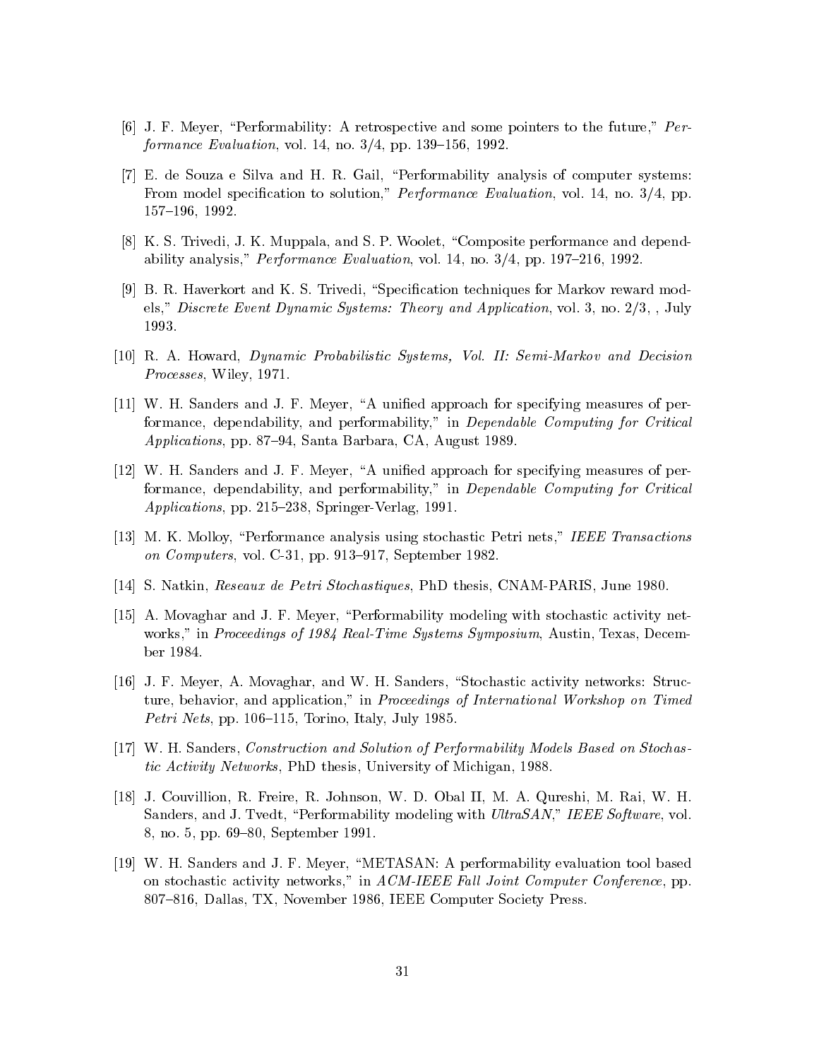[6] J. F. Meyer, "Performability: A retrospective and some pointers to the future," *Performance Evaluation*, vol. 14, no. 3/4, pp. 139–156, 1992.

[7] E. de Souza e Silva and H. R. Gail, "Performability analysis of computer systems: From model specification to solution," *Performance Evaluation*, vol. 14, no. 3/4, pp. 157–196, 1992.

[8] K. S. Trivedi, J. K. Muppala, and S. P. Woolet, "Composite performance and dependability analysis," *Performance Evaluation*, vol. 14, no. 3/4, pp. 197–216, 1992.

[9] B. R. Haverkort and K. S. Trivedi, "Specification techniques for Markov reward models," *Discrete Event Dynamic Systems: Theory and Application*, vol. 3, no. 2/3, , July 1993.

[10] R. A. Howard, *Dynamic Probabilistic Systems, Vol. II: Semi-Markov and Decision Processes*, Wiley, 1971.

[11] W. H. Sanders and J. F. Meyer, "A unified approach for specifying measures of performance, dependability, and performability," in *Dependable Computing for Critical Applications*, pp. 87–94, Santa Barbara, CA, August 1989.

[12] W. H. Sanders and J. F. Meyer, "A unified approach for specifying measures of performance, dependability, and performability," in *Dependable Computing for Critical Applications*, pp. 215–238, Springer-Verlag, 1991.

[13] M. K. Molloy, "Performance analysis using stochastic Petri nets," *IEEE Transactions on Computers*, vol. C-31, pp. 913–917, September 1982.

[14] S. Natkin, *Reseaux de Petri Stochastiques*, PhD thesis, CNAM-PARIS, June 1980.

[15] A. Movaghar and J. F. Meyer, "Performability modeling with stochastic activity networks," in *Proceedings of 1984 Real-Time Systems Symposium*, Austin, Texas, December 1984.

[16] J. F. Meyer, A. Movaghar, and W. H. Sanders, "Stochastic activity networks: Structure, behavior, and application," in *Proceedings of International Workshop on Timed Petri Nets*, pp. 106–115, Torino, Italy, July 1985.

[17] W. H. Sanders, *Construction and Solution of Performability Models Based on Stochastic Activity Networks*, PhD thesis, University of Michigan, 1988.

[18] J. Couvillion, R. Freire, R. Johnson, W. D. Obal II, M. A. Qureshi, M. Rai, W. H. Sanders, and J. Tvedt, "Performability modeling with *UltraSAN*," *IEEE Software*, vol. 8, no. 5, pp. 69–80, September 1991.

[19] W. H. Sanders and J. F. Meyer, "METASAN: A performability evaluation tool based on stochastic activity networks," in *ACM-IEEE Fall Joint Computer Conference*, pp. 807–816, Dallas, TX, November 1986, IEEE Computer Society Press.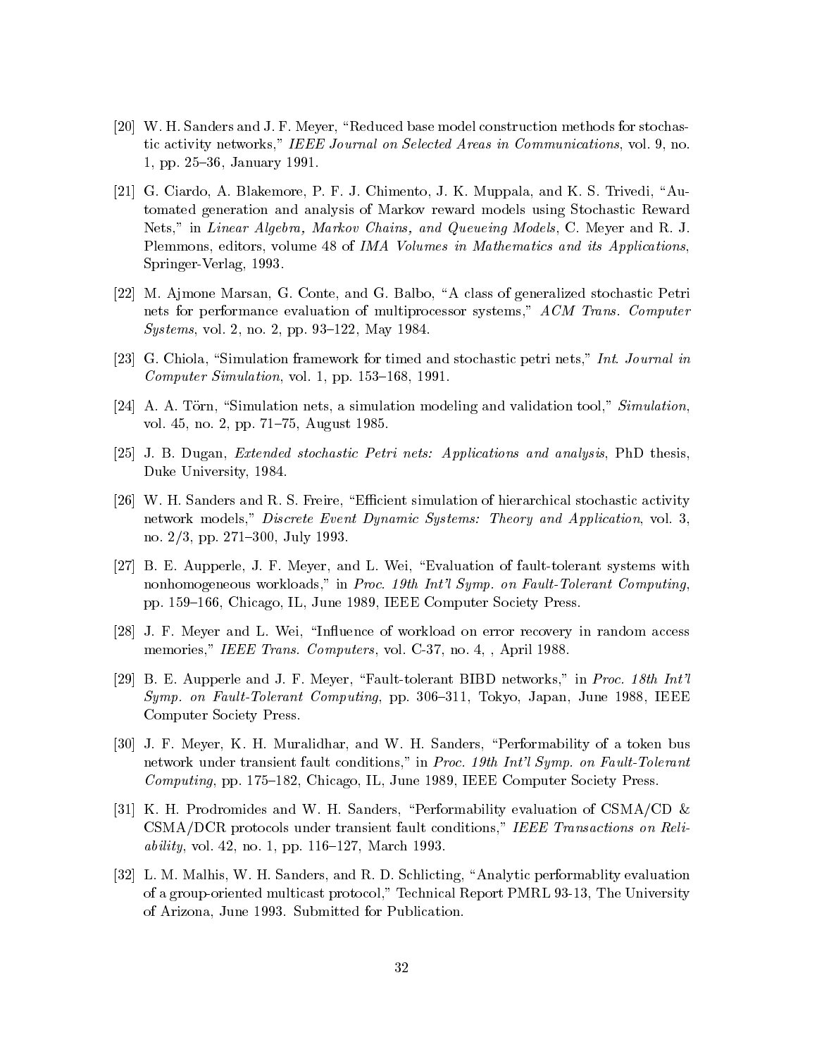[20] W. H. Sanders and J. F. Meyer, "Reduced base model construction methods for stochastic activity networks," *IEEE Journal on Selected Areas in Communications*, vol. 9, no. 1, pp. 25–36, January 1991.

[21] G. Ciardo, A. Blakemore, P. F. J. Chimento, J. K. Muppala, and K. S. Trivedi, "Automated generation and analysis of Markov reward models using Stochastic Reward Nets," in *Linear Algebra, Markov Chains, and Queueing Models*, C. Meyer and R. J. Plemmons, editors, volume 48 of *IMA Volumes in Mathematics and its Applications*, Springer-Verlag, 1993.

[22] M. Ajmone Marsan, G. Conte, and G. Balbo, "A class of generalized stochastic Petri nets for performance evaluation of multiprocessor systems," *ACM Trans. Computer Systems*, vol. 2, no. 2, pp. 93–122, May 1984.

[23] G. Chiola, "Simulation framework for timed and stochastic petri nets," *Int. Journal in Computer Simulation*, vol. 1, pp. 153–168, 1991.

[24] A. A. Törn, "Simulation nets, a simulation modeling and validation tool," *Simulation*, vol. 45, no. 2, pp. 71–75, August 1985.

[25] J. B. Dugan, *Extended stochastic Petri nets: Applications and analysis*, PhD thesis, Duke University, 1984.

[26] W. H. Sanders and R. S. Freire, "Efficient simulation of hierarchical stochastic activity network models," *Discrete Event Dynamic Systems: Theory and Application*, vol. 3, no. 2/3, pp. 271–300, July 1993.

[27] B. E. Aupperle, J. F. Meyer, and L. Wei, "Evaluation of fault-tolerant systems with nonhomogeneous workloads," in *Proc. 19th Int'l Symp. on Fault-Tolerant Computing*, pp. 159–166, Chicago, IL, June 1989, IEEE Computer Society Press.

[28] J. F. Meyer and L. Wei, "Influence of workload on error recovery in random access memories," *IEEE Trans. Computers*, vol. C-37, no. 4, , April 1988.

[29] B. E. Aupperle and J. F. Meyer, "Fault-tolerant BIBD networks," in *Proc. 18th Int'l Symp. on Fault-Tolerant Computing*, pp. 306–311, Tokyo, Japan, June 1988, IEEE Computer Society Press.

[30] J. F. Meyer, K. H. Muralidhar, and W. H. Sanders, "Performability of a token bus network under transient fault conditions," in *Proc. 19th Int'l Symp. on Fault-Tolerant Computing*, pp. 175–182, Chicago, IL, June 1989, IEEE Computer Society Press.

[31] K. H. Prodromides and W. H. Sanders, "Performability evaluation of CSMA/CD & CSMA/DCR protocols under transient fault conditions," *IEEE Transactions on Reliability*, vol. 42, no. 1, pp. 116–127, March 1993.

[32] L. M. Malhis, W. H. Sanders, and R. D. Schlicting, "Analytic performablity evaluation of a group-oriented multicast protocol," Technical Report PMRL 93-13, The University of Arizona, June 1993. Submitted for Publication.